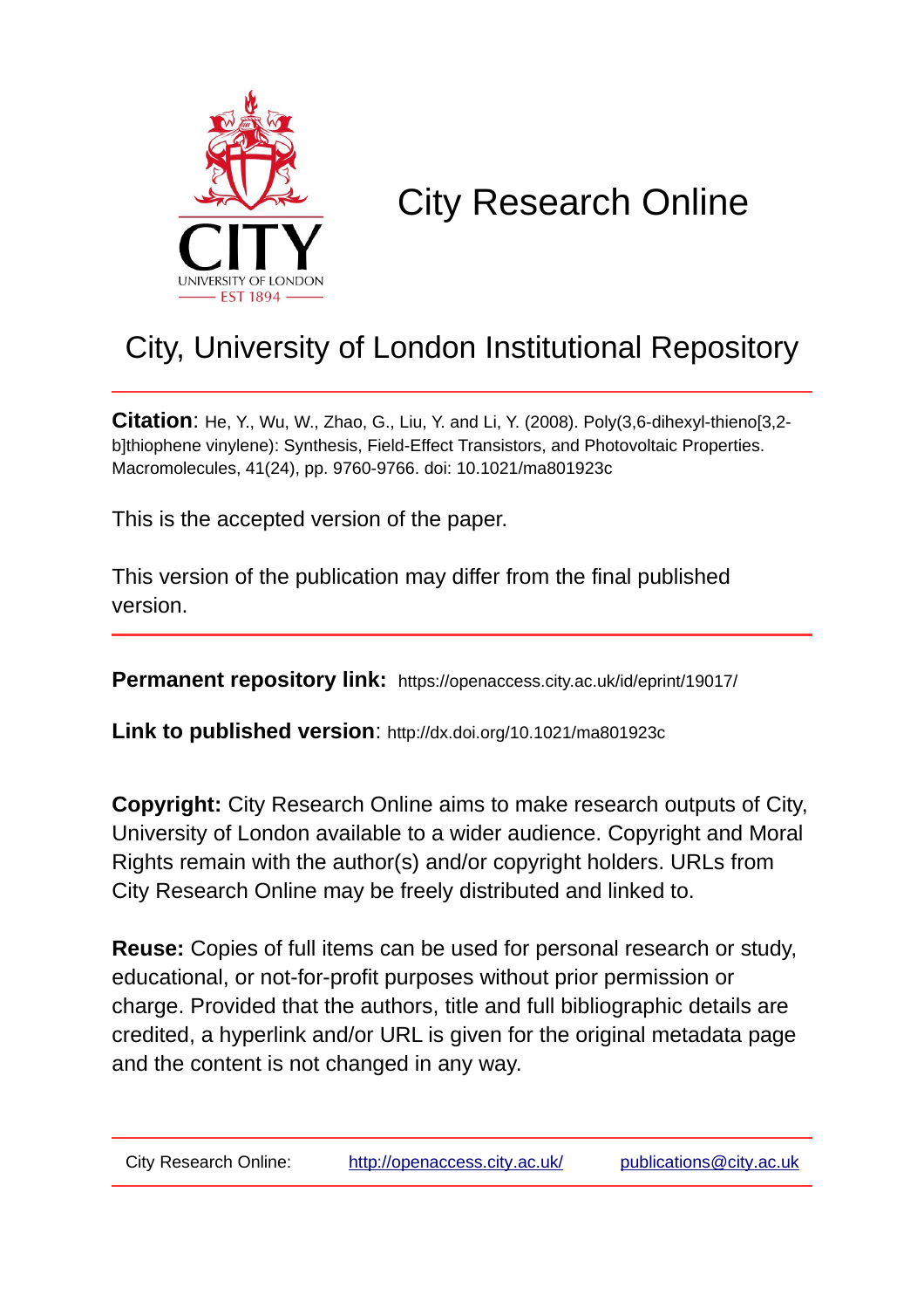# City Research Online

## City, University of London Institutional Repository

**Citation**: He, Y., Wu, W., Zhao, G., Liu, Y. and Li, Y. (2008). Poly(3,6-dihexyl-thieno[3,2-b]thiophene vinylene): Synthesis, Field-Effect Transistors, and Photovoltaic Properties. Macromolecules, 41(24), pp. 9760-9766. doi: 10.1021/ma801923c

This is the accepted version of the paper.

This version of the publication may differ from the final published version.

**Permanent repository link:** https://openaccess.city.ac.uk/id/eprint/19017/

**Link to published version**: http://dx.doi.org/10.1021/ma801923c

**Copyright:** City Research Online aims to make research outputs of City, University of London available to a wider audience. Copyright and Moral Rights remain with the author(s) and/or copyright holders. URLs from City Research Online may be freely distributed and linked to.

**Reuse:** Copies of full items can be used for personal research or study, educational, or not-for-profit purposes without prior permission or charge. Provided that the authors, title and full bibliographic details are credited, a hyperlink and/or URL is given for the original metadata page and the content is not changed in any way.

City Research Online: http://openaccess.city.ac.uk/ publications@city.ac.uk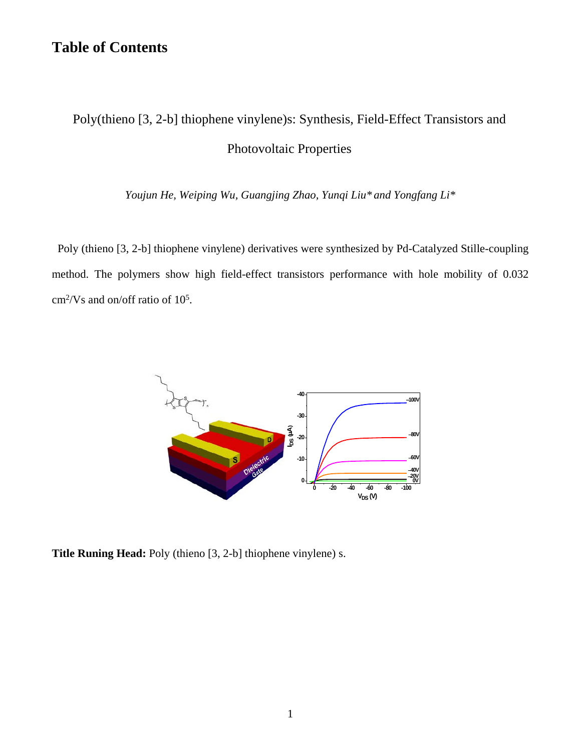# Table of Contents

Poly(thieno [3, 2-b] thiophene vinylene)s: Synthesis, Field-Effect Transistors and Photovoltaic Properties

*Youjun He, Weiping Wu, Guangjing Zhao, Yunqi Liu\* and Yongfang Li\**

Poly (thieno [3, 2-b] thiophene vinylene) derivatives were synthesized by Pd-Catalyzed Stille-coupling method. The polymers show high field-effect transistors performance with hole mobility of 0.032 $cm^2/Vs$ and on/off ratio of $10^5$.

**Title Runing Head:** Poly (thieno [3, 2-b] thiophene vinylene) s.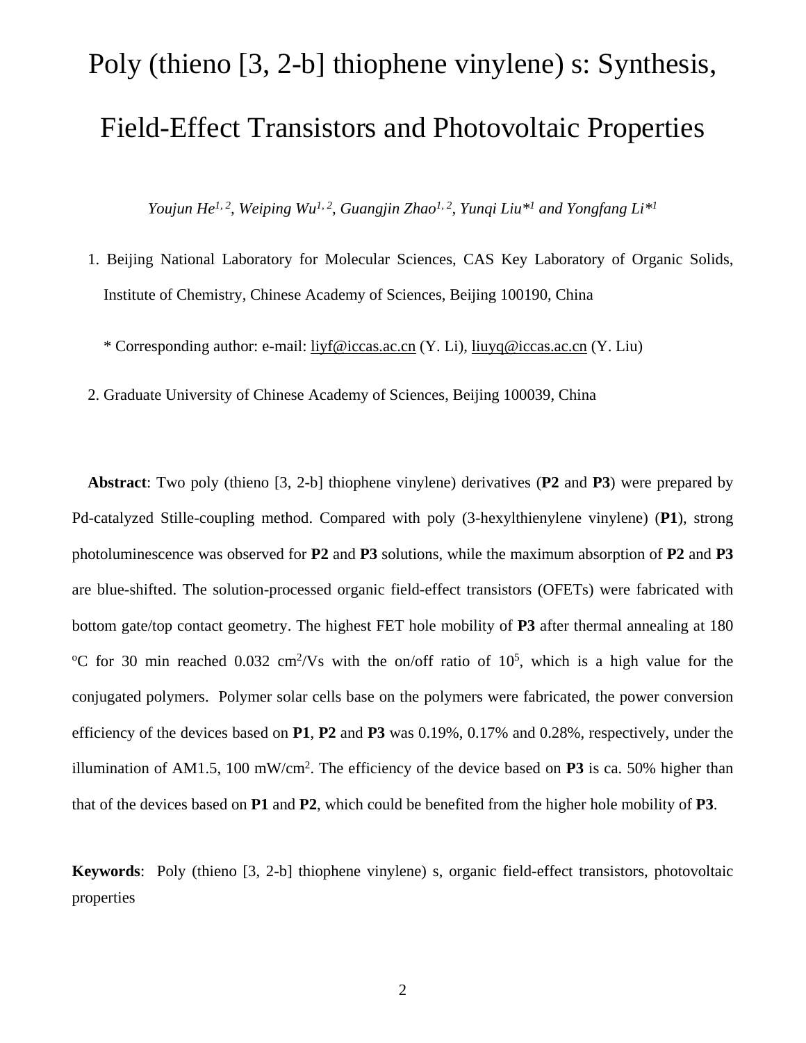# Poly (thieno [3, 2-b] thiophene vinylene) s: Synthesis, Field-Effect Transistors and Photovoltaic Properties

*Youjun He[1, 2], Weiping Wu[1, 2], Guangjin Zhao[1, 2], Yunqi Liu*[1] and Yongfang Li*[1]*

1. Beijing National Laboratory for Molecular Sciences, CAS Key Laboratory of Organic Solids, Institute of Chemistry, Chinese Academy of Sciences, Beijing 100190, China

   * Corresponding author: e-mail: liyf@iccas.ac.cn (Y. Li), liuyq@iccas.ac.cn (Y. Liu)

2. Graduate University of Chinese Academy of Sciences, Beijing 100039, China

**Abstract**: Two poly (thieno [3, 2-b] thiophene vinylene) derivatives (**P2** and **P3**) were prepared by Pd-catalyzed Stille-coupling method. Compared with poly (3-hexylthienylene vinylene) (**P1**), strong photoluminescence was observed for **P2** and **P3** solutions, while the maximum absorption of **P2** and **P3** are blue-shifted. The solution-processed organic field-effect transistors (OFETs) were fabricated with bottom gate/top contact geometry. The highest FET hole mobility of **P3** after thermal annealing at 180 $^{o}$C for 30 min reached 0.032 cm$^2$/Vs with the on/off ratio of $10^5$, which is a high value for the conjugated polymers. Polymer solar cells base on the polymers were fabricated, the power conversion efficiency of the devices based on **P1**, **P2** and **P3** was 0.19%, 0.17% and 0.28%, respectively, under the illumination of AM1.5, 100 mW/cm$^2$. The efficiency of the device based on **P3** is ca. 50% higher than that of the devices based on **P1** and **P2**, which could be benefited from the higher hole mobility of **P3**.

**Keywords**: Poly (thieno [3, 2-b] thiophene vinylene) s, organic field-effect transistors, photovoltaic properties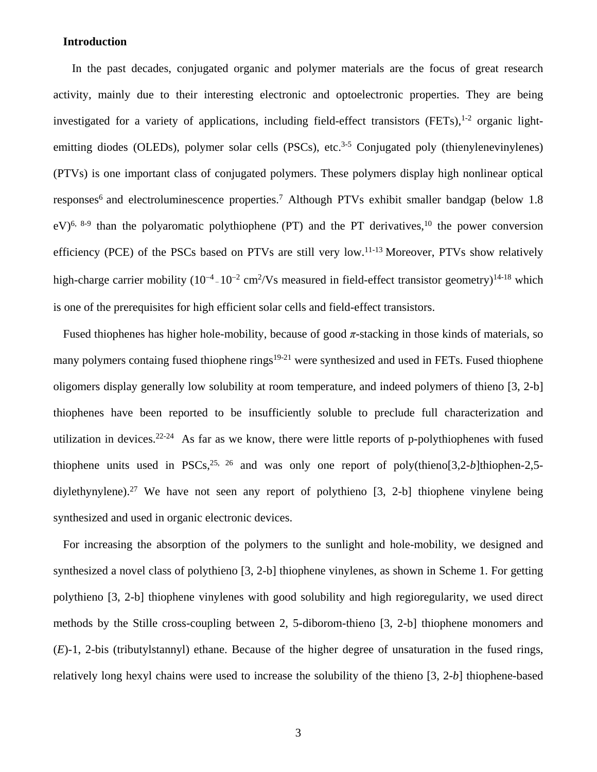**Introduction**

In the past decades, conjugated organic and polymer materials are the focus of great research activity, mainly due to their interesting electronic and optoelectronic properties. They are being investigated for a variety of applications, including field-effect transistors (FETs),[1-2] organic light-emitting diodes (OLEDs), polymer solar cells (PSCs), etc.[3-5] Conjugated poly (thienylenevinylenes) (PTVs) is one important class of conjugated polymers. These polymers display high nonlinear optical responses[6] and electroluminescence properties.[7] Although PTVs exhibit smaller bandgap (below 1.8 eV)[6, 8-9] than the polyaromatic polythiophene (PT) and the PT derivatives,[10] the power conversion efficiency (PCE) of the PSCs based on PTVs are still very low.[11-13] Moreover, PTVs show relatively high-charge carrier mobility ($10^{-4}$ – $10^{-2}$ $cm^2$/Vs measured in field-effect transistor geometry)[14-18] which is one of the prerequisites for high efficient solar cells and field-effect transistors.

Fused thiophenes has higher hole-mobility, because of good $\pi$-stacking in those kinds of materials, so many polymers containg fused thiophene rings[19-21] were synthesized and used in FETs. Fused thiophene oligomers display generally low solubility at room temperature, and indeed polymers of thieno [3, 2-b] thiophenes have been reported to be insufficiently soluble to preclude full characterization and utilization in devices.[22-24] As far as we know, there were little reports of p-polythiophenes with fused thiophene units used in PSCs,[25, 26] and was only one report of poly(thieno[3,2-*b*]thiophen-2,5-diylethynylene).[27] We have not seen any report of polythieno [3, 2-b] thiophene vinylene being synthesized and used in organic electronic devices.

For increasing the absorption of the polymers to the sunlight and hole-mobility, we designed and synthesized a novel class of polythieno [3, 2-b] thiophene vinylenes, as shown in Scheme 1. For getting polythieno [3, 2-b] thiophene vinylenes with good solubility and high regioregularity, we used direct methods by the Stille cross-coupling between 2, 5-diborom-thieno [3, 2-b] thiophene monomers and (*E*)-1, 2-bis (tributylstannyl) ethane. Because of the higher degree of unsaturation in the fused rings, relatively long hexyl chains were used to increase the solubility of the thieno [3, 2-*b*] thiophene-based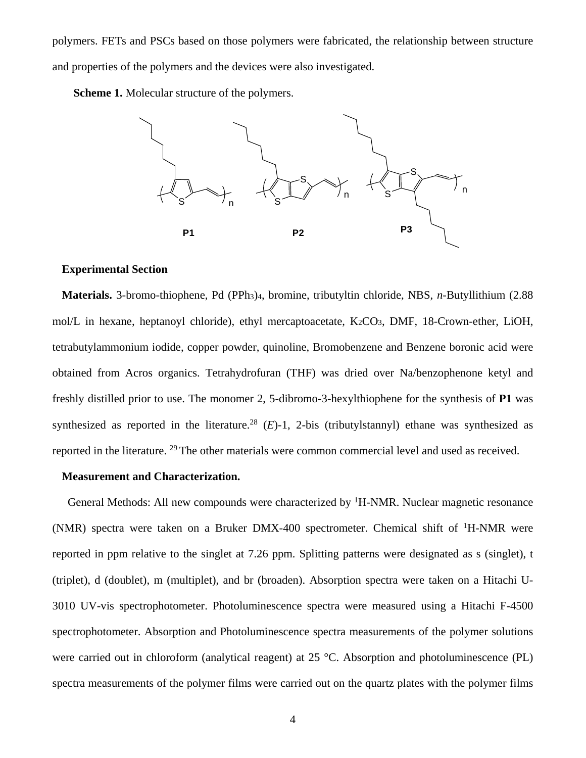polymers. FETs and PSCs based on those polymers were fabricated, the relationship between structure and properties of the polymers and the devices were also investigated.

**Scheme 1.** Molecular structure of the polymers.

P1 P2 P3

**Experimental Section**

**Materials.** 3-bromo-thiophene, Pd $(PPh_3)_4$, bromine, tributyltin chloride, NBS, *n*-Butyllithium (2.88 mol/L in hexane, heptanoyl chloride), ethyl mercaptoacetate, $K_2CO_3$, DMF, 18-Crown-ether, LiOH, tetrabutylammonium iodide, copper powder, quinoline, Bromobenzene and Benzene boronic acid were obtained from Acros organics. Tetrahydrofuran (THF) was dried over Na/benzophenone ketyl and freshly distilled prior to use. The monomer 2, 5-dibromo-3-hexylthiophene for the synthesis of **P1** was synthesized as reported in the literature.[28] (*E*)-1, 2-bis (tributylstannyl) ethane was synthesized as reported in the literature. [29] The other materials were common commercial level and used as received.

**Measurement and Characterization.**

General Methods: All new compounds were characterized by $^1$H-NMR. Nuclear magnetic resonance (NMR) spectra were taken on a Bruker DMX-400 spectrometer. Chemical shift of $^1$H-NMR were reported in ppm relative to the singlet at 7.26 ppm. Splitting patterns were designated as s (singlet), t (triplet), d (doublet), m (multiplet), and br (broaden). Absorption spectra were taken on a Hitachi U-3010 UV-vis spectrophotometer. Photoluminescence spectra were measured using a Hitachi F-4500 spectrophotometer. Absorption and Photoluminescence spectra measurements of the polymer solutions were carried out in chloroform (analytical reagent) at 25 °C. Absorption and photoluminescence (PL) spectra measurements of the polymer films were carried out on the quartz plates with the polymer films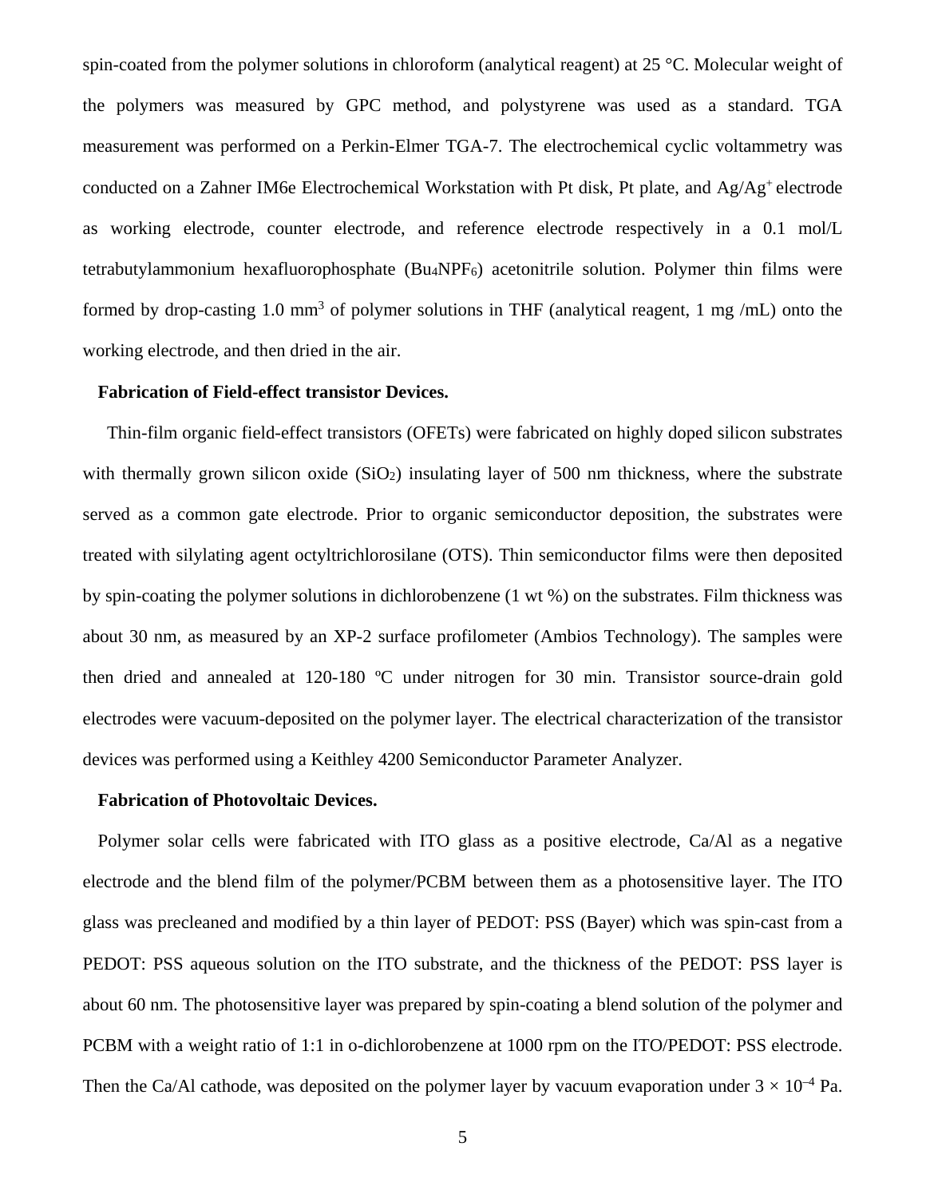spin-coated from the polymer solutions in chloroform (analytical reagent) at 25 °C. Molecular weight of the polymers was measured by GPC method, and polystyrene was used as a standard. TGA measurement was performed on a Perkin-Elmer TGA-7. The electrochemical cyclic voltammetry was conducted on a Zahner IM6e Electrochemical Workstation with Pt disk, Pt plate, and $Ag/Ag^{+}$ electrode as working electrode, counter electrode, and reference electrode respectively in a 0.1 mol/L tetrabutylammonium hexafluorophosphate ($Bu_4NPF_6$) acetonitrile solution. Polymer thin films were formed by drop-casting 1.0 $mm^3$ of polymer solutions in THF (analytical reagent, 1 mg /mL) onto the working electrode, and then dried in the air.

**Fabrication of Field-effect transistor Devices.**

Thin-film organic field-effect transistors (OFETs) were fabricated on highly doped silicon substrates with thermally grown silicon oxide ($SiO_2$) insulating layer of 500 nm thickness, where the substrate served as a common gate electrode. Prior to organic semiconductor deposition, the substrates were treated with silylating agent octyltrichlorosilane (OTS). Thin semiconductor films were then deposited by spin-coating the polymer solutions in dichlorobenzene (1 wt %) on the substrates. Film thickness was about 30 nm, as measured by an XP-2 surface profilometer (Ambios Technology). The samples were then dried and annealed at 120-180 ºC under nitrogen for 30 min. Transistor source-drain gold electrodes were vacuum-deposited on the polymer layer. The electrical characterization of the transistor devices was performed using a Keithley 4200 Semiconductor Parameter Analyzer.

**Fabrication of Photovoltaic Devices.**

Polymer solar cells were fabricated with ITO glass as a positive electrode, Ca/Al as a negative electrode and the blend film of the polymer/PCBM between them as a photosensitive layer. The ITO glass was precleaned and modified by a thin layer of PEDOT: PSS (Bayer) which was spin-cast from a PEDOT: PSS aqueous solution on the ITO substrate, and the thickness of the PEDOT: PSS layer is about 60 nm. The photosensitive layer was prepared by spin-coating a blend solution of the polymer and PCBM with a weight ratio of 1:1 in o-dichlorobenzene at 1000 rpm on the ITO/PEDOT: PSS electrode. Then the Ca/Al cathode, was deposited on the polymer layer by vacuum evaporation under $3 \times 10^{-4}$ Pa.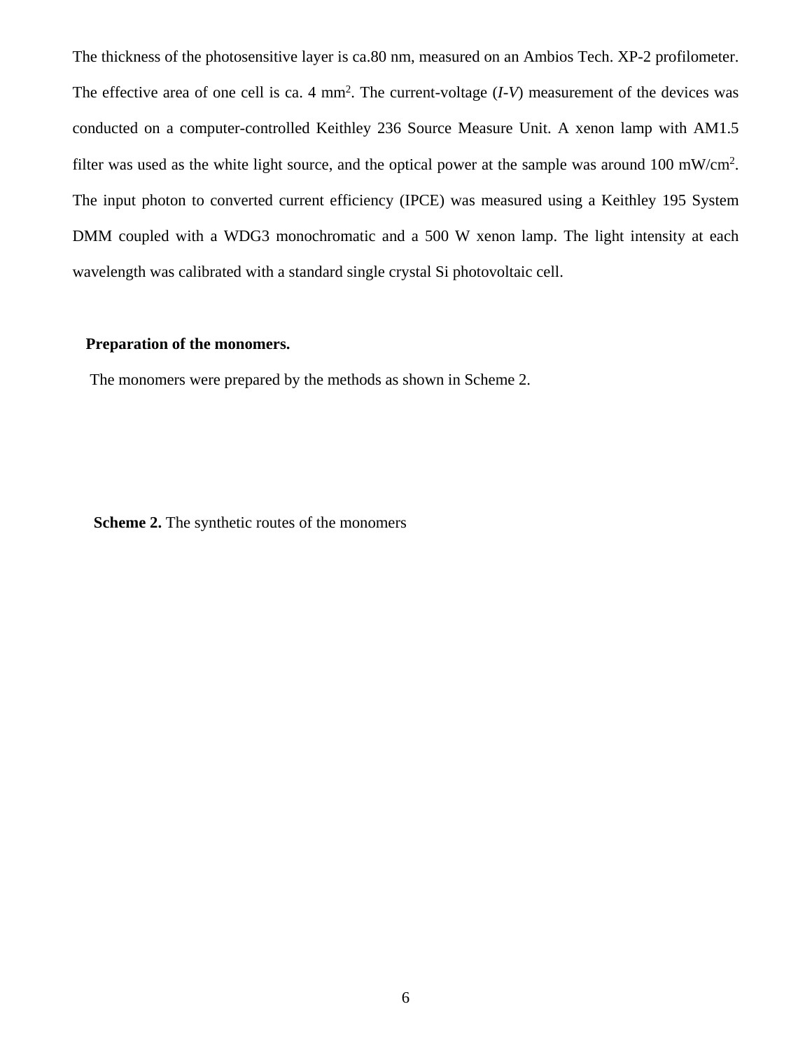The thickness of the photosensitive layer is ca.80 nm, measured on an Ambios Tech. XP-2 profilometer. The effective area of one cell is ca. 4 $mm^2$. The current-voltage (*I-V*) measurement of the devices was conducted on a computer-controlled Keithley 236 Source Measure Unit. A xenon lamp with AM1.5 filter was used as the white light source, and the optical power at the sample was around 100 $mW/cm^2$. The input photon to converted current efficiency (IPCE) was measured using a Keithley 195 System DMM coupled with a WDG3 monochromatic and a 500 W xenon lamp. The light intensity at each wavelength was calibrated with a standard single crystal Si photovoltaic cell.

**Preparation of the monomers.**

The monomers were prepared by the methods as shown in Scheme 2.

**Scheme 2.** The synthetic routes of the monomers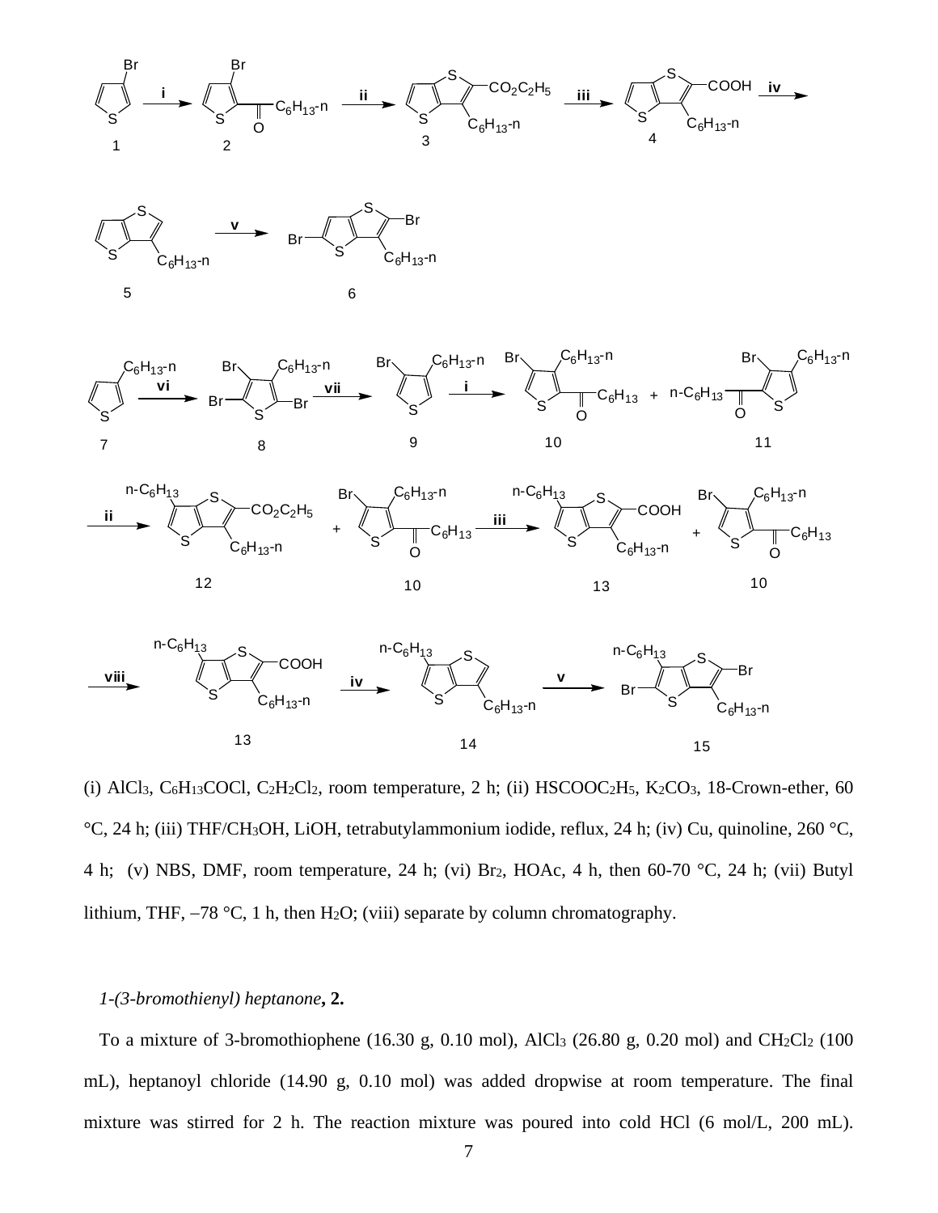(i) $AlCl_3$, $C_6H_{13}COCl$, $C_2H_2Cl_2$, room temperature, 2 h; (ii) $HSCOOC_2H_5$, $K_2CO_3$, 18-Crown-ether, 60 °C, 24 h; (iii) THF/$CH_3OH$, LiOH, tetrabutylammonium iodide, reflux, 24 h; (iv) Cu, quinoline, 260 °C, 4 h; (v) NBS, DMF, room temperature, 24 h; (vi) $Br_2$, HOAc, 4 h, then 60-70 °C, 24 h; (vii) Butyl lithium, THF, −78 °C, 1 h, then $H_2O$; (viii) separate by column chromatography.

*1-(3-bromothienyl) heptanone*, **2.**

To a mixture of 3-bromothiophene (16.30 g, 0.10 mol), $AlCl_3$ (26.80 g, 0.20 mol) and $CH_2Cl_2$ (100 mL), heptanoyl chloride (14.90 g, 0.10 mol) was added dropwise at room temperature. The final mixture was stirred for 2 h. The reaction mixture was poured into cold HCl (6 mol/L, 200 mL).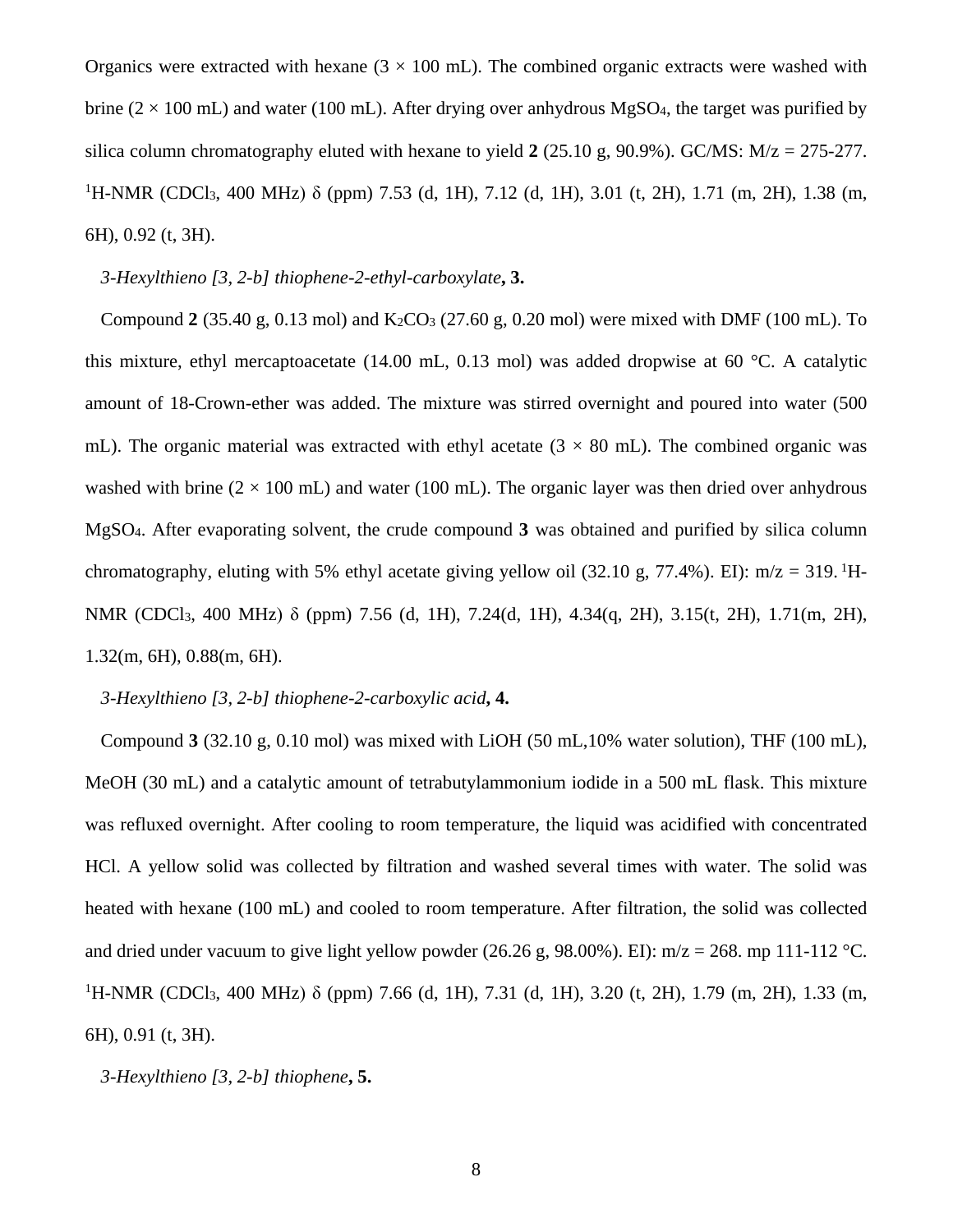Organics were extracted with hexane (3 × 100 mL). The combined organic extracts were washed with brine (2 × 100 mL) and water (100 mL). After drying over anhydrous $MgSO_4$, the target was purified by silica column chromatography eluted with hexane to yield **2** (25.10 g, 90.9%). GC/MS: M/z = 275-277. $^1$H-NMR ($CDCl_3$, 400 MHz) δ (ppm) 7.53 (d, 1H), 7.12 (d, 1H), 3.01 (t, 2H), 1.71 (m, 2H), 1.38 (m, 6H), 0.92 (t, 3H).

*3-Hexylthieno [3, 2-b] thiophene-2-ethyl-carboxylate*, **3.**

Compound **2** (35.40 g, 0.13 mol) and $K_2CO_3$ (27.60 g, 0.20 mol) were mixed with DMF (100 mL). To this mixture, ethyl mercaptoacetate (14.00 mL, 0.13 mol) was added dropwise at 60 °C. A catalytic amount of 18-Crown-ether was added. The mixture was stirred overnight and poured into water (500 mL). The organic material was extracted with ethyl acetate (3 × 80 mL). The combined organic was washed with brine (2 × 100 mL) and water (100 mL). The organic layer was then dried over anhydrous $MgSO_4$. After evaporating solvent, the crude compound **3** was obtained and purified by silica column chromatography, eluting with 5% ethyl acetate giving yellow oil (32.10 g, 77.4%). EI): m/z = 319. $^1$H-NMR ($CDCl_3$, 400 MHz) δ (ppm) 7.56 (d, 1H), 7.24(d, 1H), 4.34(q, 2H), 3.15(t, 2H), 1.71(m, 2H), 1.32(m, 6H), 0.88(m, 6H).

*3-Hexylthieno [3, 2-b] thiophene-2-carboxylic acid*, **4.**

Compound **3** (32.10 g, 0.10 mol) was mixed with LiOH (50 mL,10% water solution), THF (100 mL), MeOH (30 mL) and a catalytic amount of tetrabutylammonium iodide in a 500 mL flask. This mixture was refluxed overnight. After cooling to room temperature, the liquid was acidified with concentrated HCl. A yellow solid was collected by filtration and washed several times with water. The solid was heated with hexane (100 mL) and cooled to room temperature. After filtration, the solid was collected and dried under vacuum to give light yellow powder (26.26 g, 98.00%). EI): m/z = 268. mp 111-112 °C. $^1$H-NMR ($CDCl_3$, 400 MHz) δ (ppm) 7.66 (d, 1H), 7.31 (d, 1H), 3.20 (t, 2H), 1.79 (m, 2H), 1.33 (m, 6H), 0.91 (t, 3H).

*3-Hexylthieno [3, 2-b] thiophene*, **5.**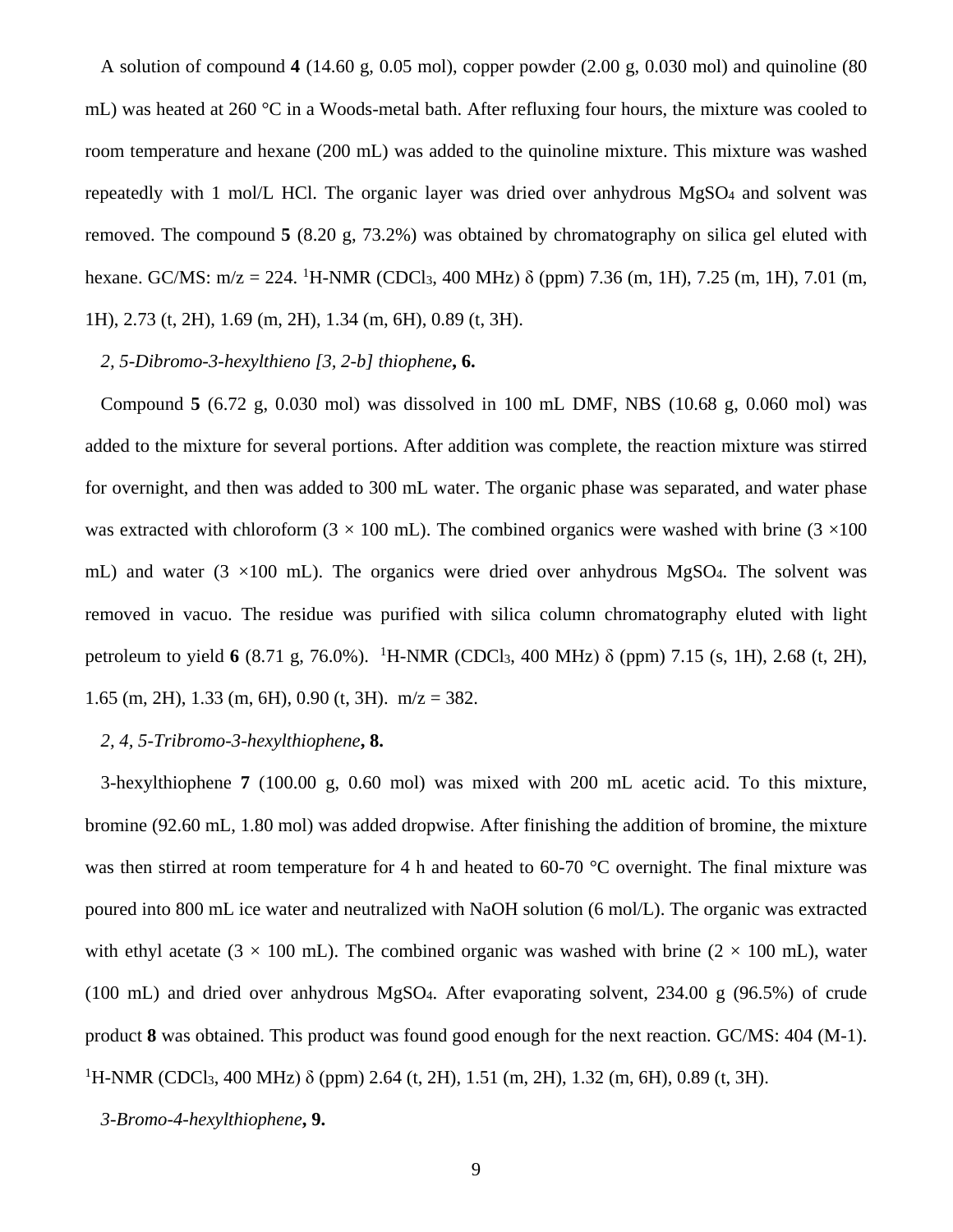A solution of compound **4** (14.60 g, 0.05 mol), copper powder (2.00 g, 0.030 mol) and quinoline (80 mL) was heated at 260 °C in a Woods-metal bath. After refluxing four hours, the mixture was cooled to room temperature and hexane (200 mL) was added to the quinoline mixture. This mixture was washed repeatedly with 1 mol/L HCl. The organic layer was dried over anhydrous $MgSO_4$ and solvent was removed. The compound **5** (8.20 g, 73.2%) was obtained by chromatography on silica gel eluted with hexane. GC/MS: m/z = 224. $^1$H-NMR ($CDCl_3$, 400 MHz) δ (ppm) 7.36 (m, 1H), 7.25 (m, 1H), 7.01 (m, 1H), 2.73 (t, 2H), 1.69 (m, 2H), 1.34 (m, 6H), 0.89 (t, 3H).

*2, 5-Dibromo-3-hexylthieno [3, 2-b] thiophene*, **6.**

Compound **5** (6.72 g, 0.030 mol) was dissolved in 100 mL DMF, NBS (10.68 g, 0.060 mol) was added to the mixture for several portions. After addition was complete, the reaction mixture was stirred for overnight, and then was added to 300 mL water. The organic phase was separated, and water phase was extracted with chloroform (3 × 100 mL). The combined organics were washed with brine (3 ×100 mL) and water (3 ×100 mL). The organics were dried over anhydrous $MgSO_4$. The solvent was removed in vacuo. The residue was purified with silica column chromatography eluted with light petroleum to yield **6** (8.71 g, 76.0%). $^1$H-NMR ($CDCl_3$, 400 MHz) δ (ppm) 7.15 (s, 1H), 2.68 (t, 2H), 1.65 (m, 2H), 1.33 (m, 6H), 0.90 (t, 3H). m/z = 382.

*2, 4, 5-Tribromo-3-hexylthiophene*, **8.**

3-hexylthiophene **7** (100.00 g, 0.60 mol) was mixed with 200 mL acetic acid. To this mixture, bromine (92.60 mL, 1.80 mol) was added dropwise. After finishing the addition of bromine, the mixture was then stirred at room temperature for 4 h and heated to 60-70 °C overnight. The final mixture was poured into 800 mL ice water and neutralized with NaOH solution (6 mol/L). The organic was extracted with ethyl acetate (3 × 100 mL). The combined organic was washed with brine (2 × 100 mL), water (100 mL) and dried over anhydrous $MgSO_4$. After evaporating solvent, 234.00 g (96.5%) of crude product **8** was obtained. This product was found good enough for the next reaction. GC/MS: 404 (M-1). $^1$H-NMR ($CDCl_3$, 400 MHz) δ (ppm) 2.64 (t, 2H), 1.51 (m, 2H), 1.32 (m, 6H), 0.89 (t, 3H).

*3-Bromo-4-hexylthiophene*, **9.**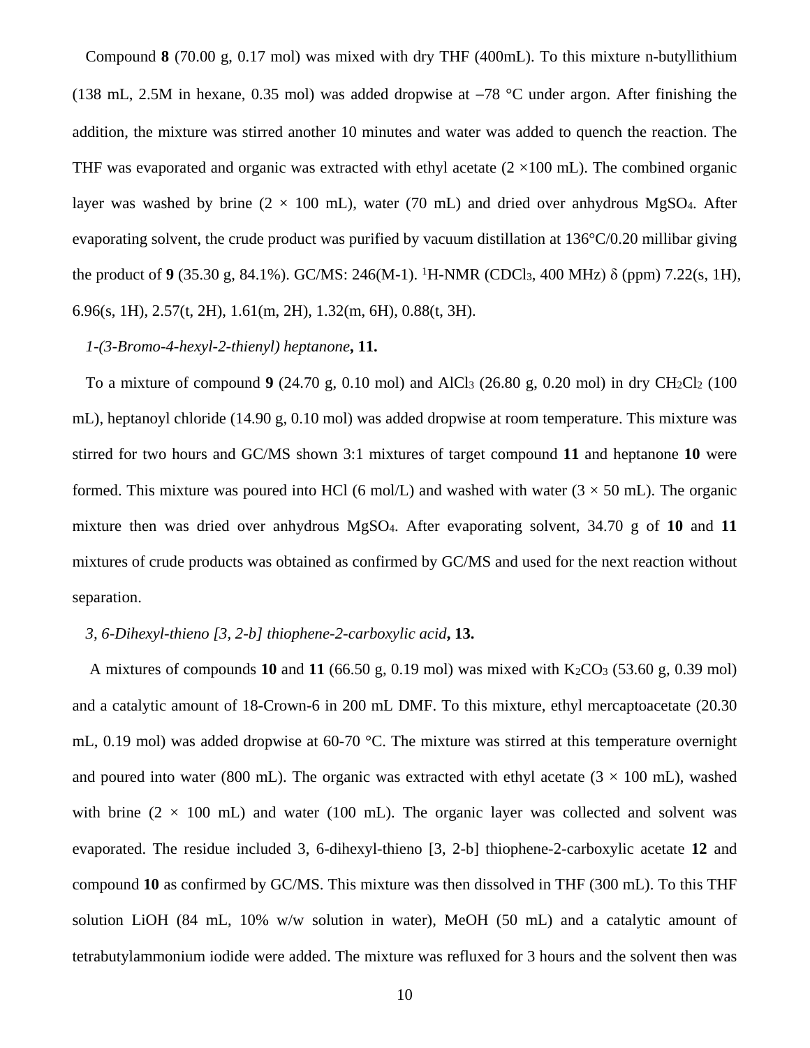Compound **8** (70.00 g, 0.17 mol) was mixed with dry THF (400mL). To this mixture n-butyllithium (138 mL, 2.5M in hexane, 0.35 mol) was added dropwise at −78 °C under argon. After finishing the addition, the mixture was stirred another 10 minutes and water was added to quench the reaction. The THF was evaporated and organic was extracted with ethyl acetate (2 ×100 mL). The combined organic layer was washed by brine (2 × 100 mL), water (70 mL) and dried over anhydrous $MgSO_4$. After evaporating solvent, the crude product was purified by vacuum distillation at 136°C/0.20 millibar giving the product of **9** (35.30 g, 84.1%). GC/MS: 246(M-1). $^1$H-NMR ($CDCl_3$, 400 MHz) δ (ppm) 7.22(s, 1H), 6.96(s, 1H), 2.57(t, 2H), 1.61(m, 2H), 1.32(m, 6H), 0.88(t, 3H).

*1-(3-Bromo-4-hexyl-2-thienyl) heptanone***, 11.**

To a mixture of compound **9** (24.70 g, 0.10 mol) and $AlCl_3$ (26.80 g, 0.20 mol) in dry $CH_2Cl_2$ (100 mL), heptanoyl chloride (14.90 g, 0.10 mol) was added dropwise at room temperature. This mixture was stirred for two hours and GC/MS shown 3:1 mixtures of target compound **11** and heptanone **10** were formed. This mixture was poured into HCl (6 mol/L) and washed with water (3 × 50 mL). The organic mixture then was dried over anhydrous $MgSO_4$. After evaporating solvent, 34.70 g of **10** and **11** mixtures of crude products was obtained as confirmed by GC/MS and used for the next reaction without separation.

*3, 6-Dihexyl-thieno [3, 2-b] thiophene-2-carboxylic acid***, 13.**

A mixtures of compounds **10** and **11** (66.50 g, 0.19 mol) was mixed with $K_2CO_3$ (53.60 g, 0.39 mol) and a catalytic amount of 18-Crown-6 in 200 mL DMF. To this mixture, ethyl mercaptoacetate (20.30 mL, 0.19 mol) was added dropwise at 60-70 °C. The mixture was stirred at this temperature overnight and poured into water (800 mL). The organic was extracted with ethyl acetate (3 × 100 mL), washed with brine (2 × 100 mL) and water (100 mL). The organic layer was collected and solvent was evaporated. The residue included 3, 6-dihexyl-thieno [3, 2-b] thiophene-2-carboxylic acetate **12** and compound **10** as confirmed by GC/MS. This mixture was then dissolved in THF (300 mL). To this THF solution LiOH (84 mL, 10% w/w solution in water), MeOH (50 mL) and a catalytic amount of tetrabutylammonium iodide were added. The mixture was refluxed for 3 hours and the solvent then was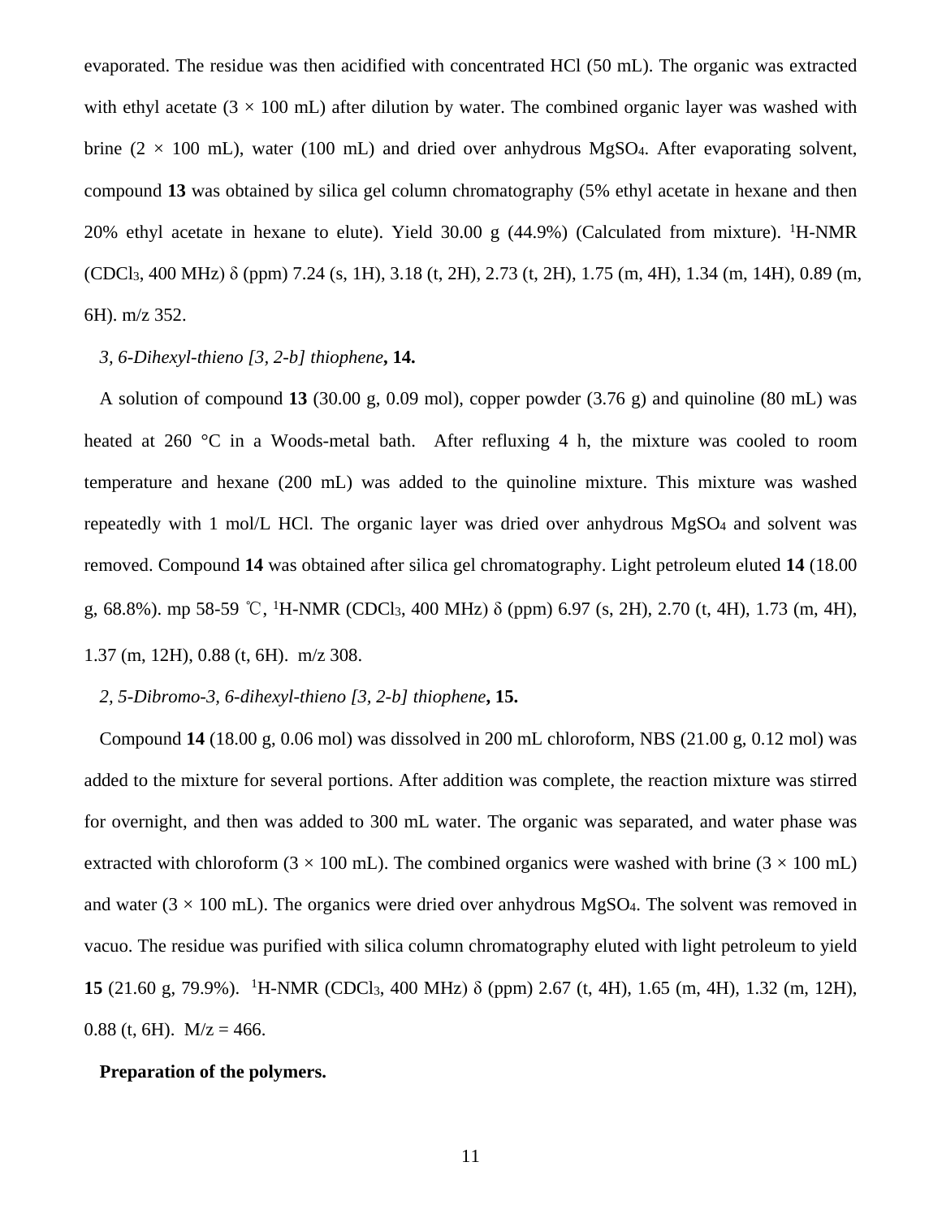evaporated. The residue was then acidified with concentrated HCl (50 mL). The organic was extracted with ethyl acetate (3 × 100 mL) after dilution by water. The combined organic layer was washed with brine (2 × 100 mL), water (100 mL) and dried over anhydrous $MgSO_4$. After evaporating solvent, compound **13** was obtained by silica gel column chromatography (5% ethyl acetate in hexane and then 20% ethyl acetate in hexane to elute). Yield 30.00 g (44.9%) (Calculated from mixture). $^1$H-NMR ($CDCl_3$, 400 MHz) δ (ppm) 7.24 (s, 1H), 3.18 (t, 2H), 2.73 (t, 2H), 1.75 (m, 4H), 1.34 (m, 14H), 0.89 (m, 6H). m/z 352.

*3, 6-Dihexyl-thieno [3, 2-b] thiophene*, **14.**

A solution of compound **13** (30.00 g, 0.09 mol), copper powder (3.76 g) and quinoline (80 mL) was heated at 260 °C in a Woods-metal bath. After refluxing 4 h, the mixture was cooled to room temperature and hexane (200 mL) was added to the quinoline mixture. This mixture was washed repeatedly with 1 mol/L HCl. The organic layer was dried over anhydrous $MgSO_4$ and solvent was removed. Compound **14** was obtained after silica gel chromatography. Light petroleum eluted **14** (18.00 g, 68.8%). mp 58-59 ℃, $^1$H-NMR ($CDCl_3$, 400 MHz) δ (ppm) 6.97 (s, 2H), 2.70 (t, 4H), 1.73 (m, 4H), 1.37 (m, 12H), 0.88 (t, 6H). m/z 308.

*2, 5-Dibromo-3, 6-dihexyl-thieno [3, 2-b] thiophene*, **15.**

Compound **14** (18.00 g, 0.06 mol) was dissolved in 200 mL chloroform, NBS (21.00 g, 0.12 mol) was added to the mixture for several portions. After addition was complete, the reaction mixture was stirred for overnight, and then was added to 300 mL water. The organic was separated, and water phase was extracted with chloroform (3 × 100 mL). The combined organics were washed with brine (3 × 100 mL) and water (3 × 100 mL). The organics were dried over anhydrous $MgSO_4$. The solvent was removed in vacuo. The residue was purified with silica column chromatography eluted with light petroleum to yield **15** (21.60 g, 79.9%). $^1$H-NMR ($CDCl_3$, 400 MHz) δ (ppm) 2.67 (t, 4H), 1.65 (m, 4H), 1.32 (m, 12H), 0.88 (t, 6H). M/z = 466.

**Preparation of the polymers.**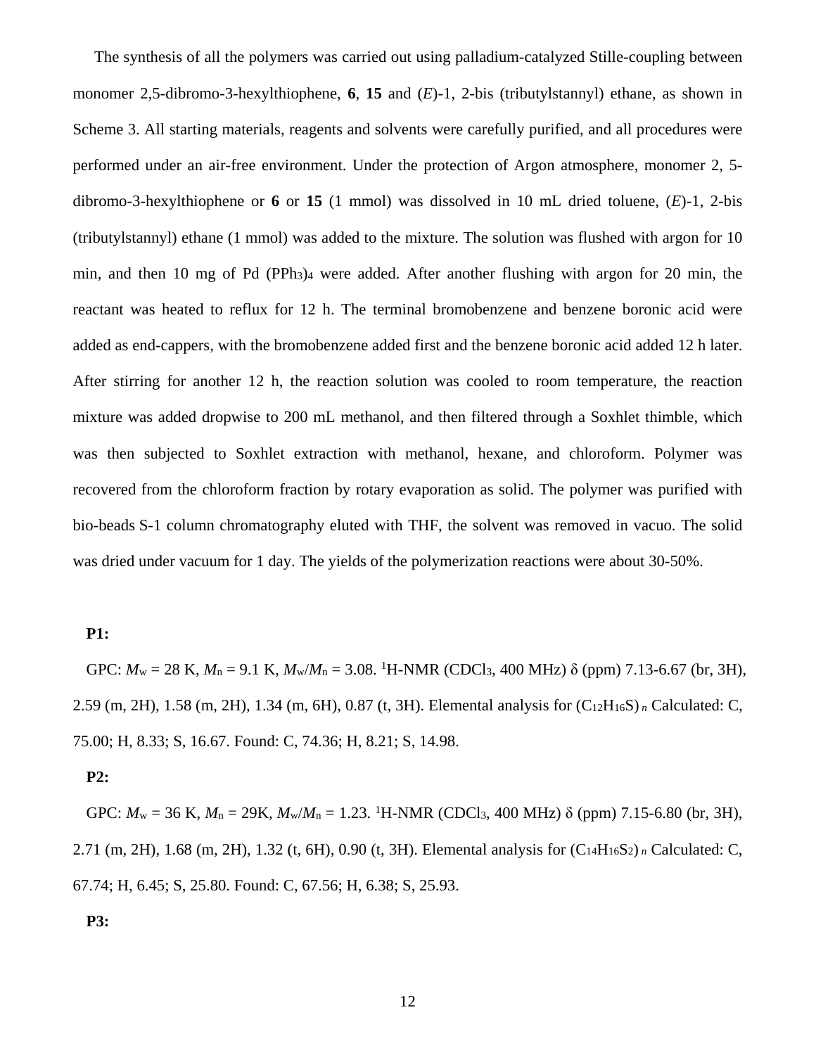The synthesis of all the polymers was carried out using palladium-catalyzed Stille-coupling between monomer 2,5-dibromo-3-hexylthiophene, **6**, **15** and (*E*)-1, 2-bis (tributylstannyl) ethane, as shown in Scheme 3. All starting materials, reagents and solvents were carefully purified, and all procedures were performed under an air-free environment. Under the protection of Argon atmosphere, monomer 2, 5-dibromo-3-hexylthiophene or **6** or **15** (1 mmol) was dissolved in 10 mL dried toluene, (*E*)-1, 2-bis (tributylstannyl) ethane (1 mmol) was added to the mixture. The solution was flushed with argon for 10 min, and then 10 mg of Pd $(PPh_3)_4$ were added. After another flushing with argon for 20 min, the reactant was heated to reflux for 12 h. The terminal bromobenzene and benzene boronic acid were added as end-cappers, with the bromobenzene added first and the benzene boronic acid added 12 h later. After stirring for another 12 h, the reaction solution was cooled to room temperature, the reaction mixture was added dropwise to 200 mL methanol, and then filtered through a Soxhlet thimble, which was then subjected to Soxhlet extraction with methanol, hexane, and chloroform. Polymer was recovered from the chloroform fraction by rotary evaporation as solid. The polymer was purified with bio-beads S-1 column chromatography eluted with THF, the solvent was removed in vacuo. The solid was dried under vacuum for 1 day. The yields of the polymerization reactions were about 30-50%.

**P1:**

GPC: $M_w$ = 28 K, $M_n$ = 9.1 K, $M_w/M_n$ = 3.08. $^1$H-NMR ($CDCl_3$, 400 MHz) δ (ppm) 7.13-6.67 (br, 3H), 2.59 (m, 2H), 1.58 (m, 2H), 1.34 (m, 6H), 0.87 (t, 3H). Elemental analysis for $(C_{12}H_{16}S)_n$ Calculated: C, 75.00; H, 8.33; S, 16.67. Found: C, 74.36; H, 8.21; S, 14.98.

**P2:**

GPC: $M_w$ = 36 K, $M_n$ = 29K, $M_w/M_n$ = 1.23. $^1$H-NMR ($CDCl_3$, 400 MHz) δ (ppm) 7.15-6.80 (br, 3H), 2.71 (m, 2H), 1.68 (m, 2H), 1.32 (t, 6H), 0.90 (t, 3H). Elemental analysis for $(C_{14}H_{16}S_2)_n$ Calculated: C, 67.74; H, 6.45; S, 25.80. Found: C, 67.56; H, 6.38; S, 25.93.

**P3:**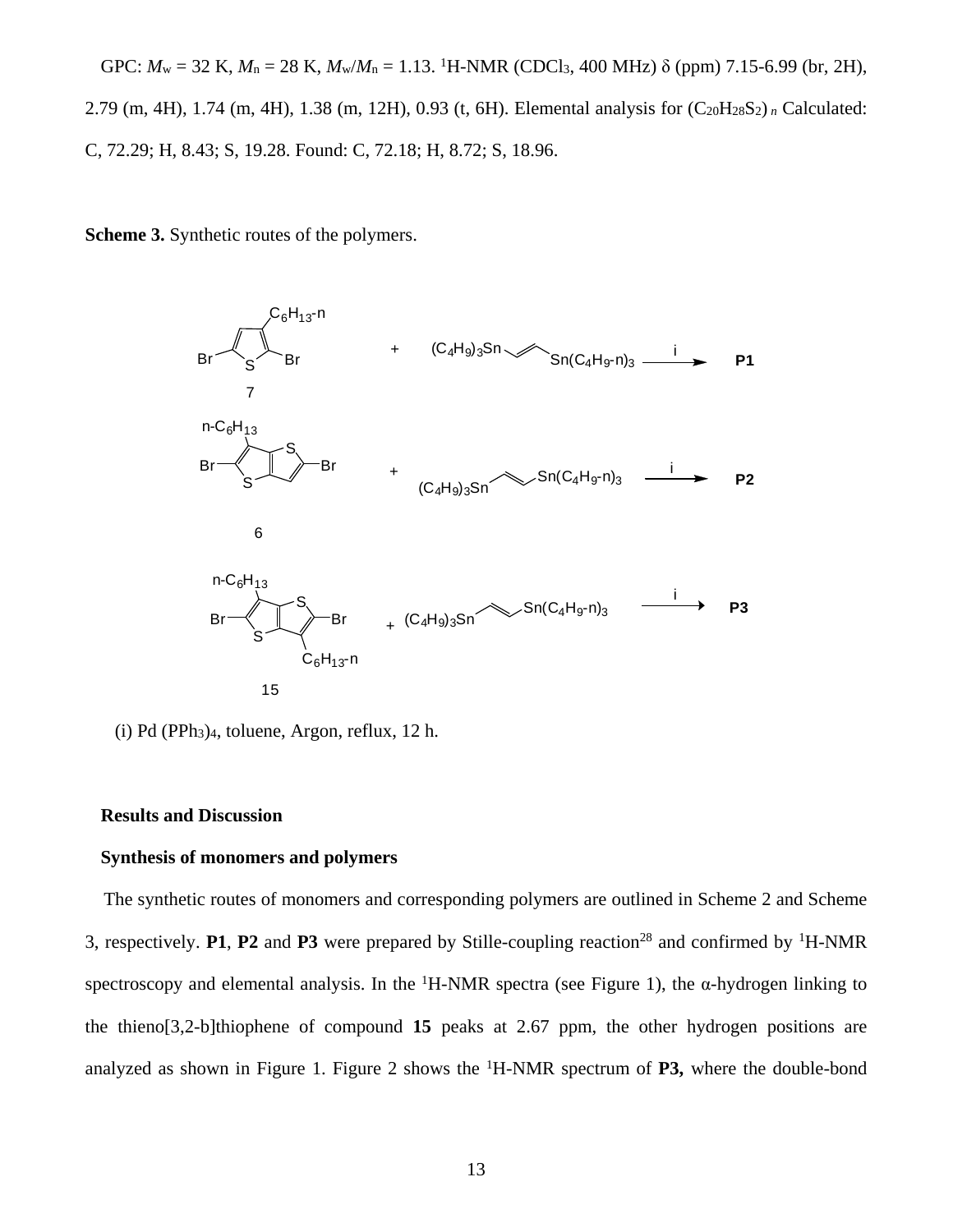GPC: $M_w$ = 32 K, $M_n$ = 28 K, $M_w/M_n$ = 1.13. $^1$H-NMR ($CDCl_3$, 400 MHz) δ (ppm) 7.15-6.99 (br, 2H), 2.79 (m, 4H), 1.74 (m, 4H), 1.38 (m, 12H), 0.93 (t, 6H). Elemental analysis for $(C_{20}H_{28}S_2)_n$ Calculated: C, 72.29; H, 8.43; S, 19.28. Found: C, 72.18; H, 8.72; S, 18.96.

**Scheme 3.** Synthetic routes of the polymers.

7 + $(C_4H_9)_3Sn$–CH=CH–$Sn(C_4H_9\text{-}n)_3$ →(i) **P1**

6 + $(C_4H_9)_3Sn$–CH=CH–$Sn(C_4H_9\text{-}n)_3$ →(i) **P2**

15 + $(C_4H_9)_3Sn$–CH=CH–$Sn(C_4H_9\text{-}n)_3$ →(i) **P3**

(i) Pd $(PPh_3)_4$, toluene, Argon, reflux, 12 h.

## Results and Discussion

### Synthesis of monomers and polymers

The synthetic routes of monomers and corresponding polymers are outlined in Scheme 2 and Scheme 3, respectively. **P1**, **P2** and **P3** were prepared by Stille-coupling reaction[28] and confirmed by $^1$H-NMR spectroscopy and elemental analysis. In the $^1$H-NMR spectra (see Figure 1), the α-hydrogen linking to the thieno[3,2-b]thiophene of compound **15** peaks at 2.67 ppm, the other hydrogen positions are analyzed as shown in Figure 1. Figure 2 shows the $^1$H-NMR spectrum of **P3,** where the double-bond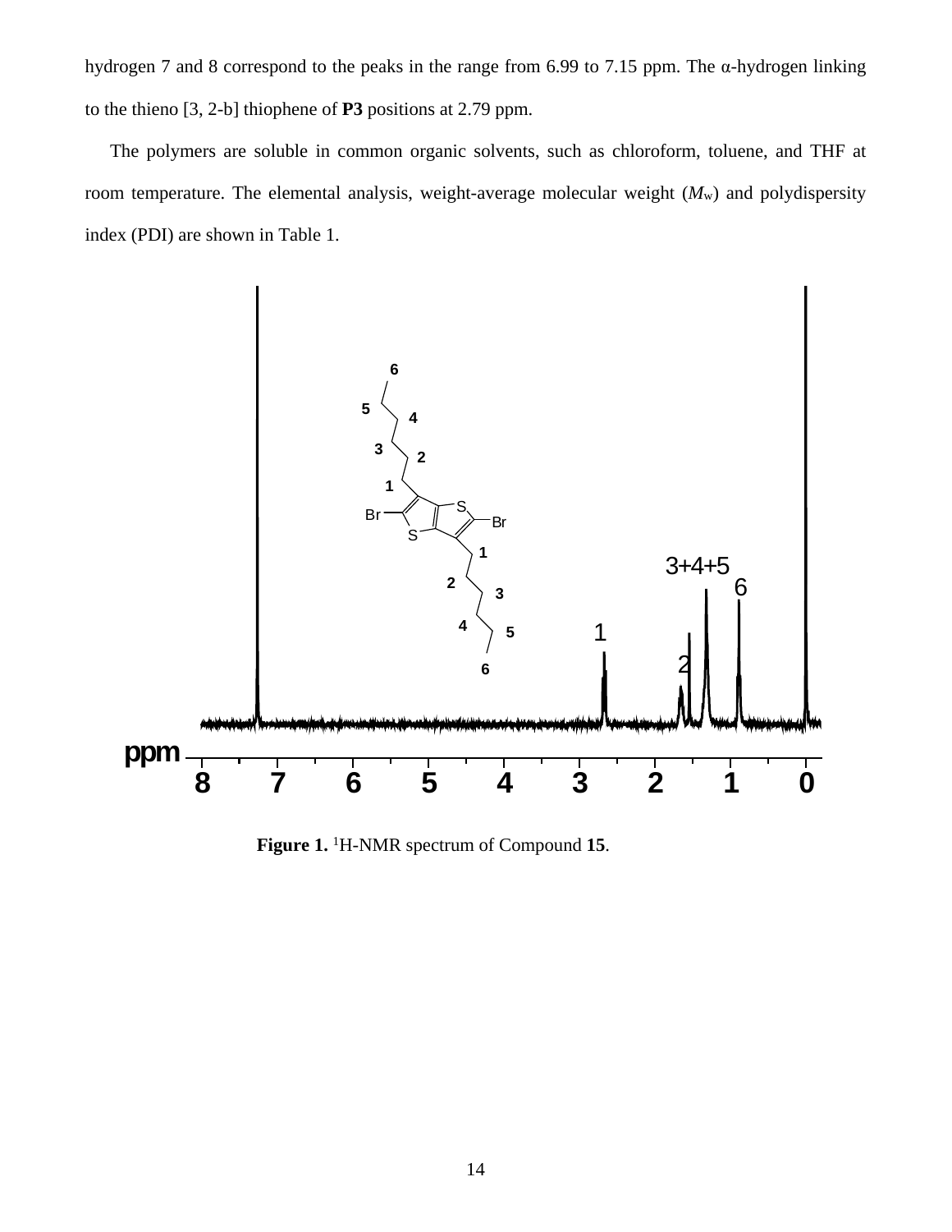hydrogen 7 and 8 correspond to the peaks in the range from 6.99 to 7.15 ppm. The α-hydrogen linking to the thieno [3, 2-b] thiophene of **P3** positions at 2.79 ppm.

The polymers are soluble in common organic solvents, such as chloroform, toluene, and THF at room temperature. The elemental analysis, weight-average molecular weight ($M_w$) and polydispersity index (PDI) are shown in Table 1.

**Figure 1.** [1]H-NMR spectrum of Compound **15**.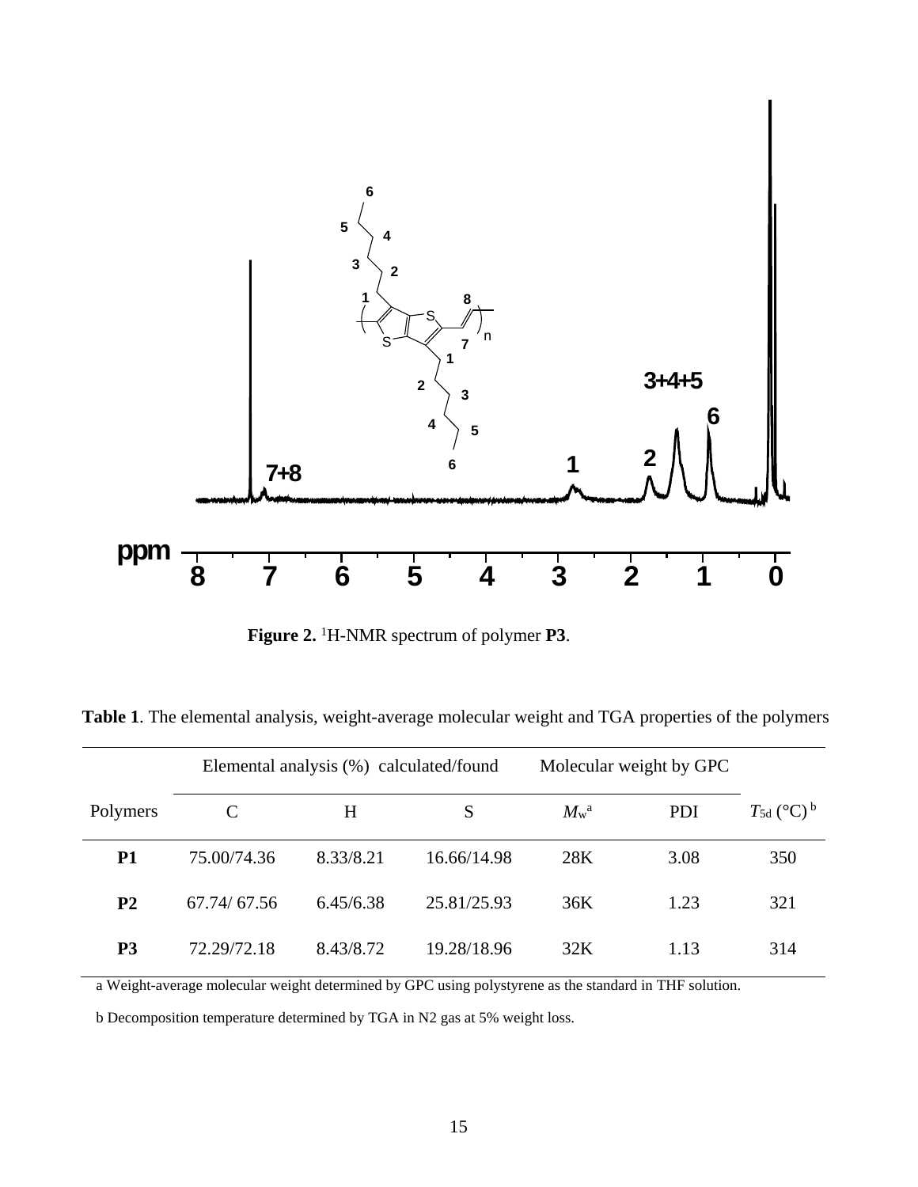**Figure 2.** $^1$H-NMR spectrum of polymer **P3**.

**Table 1**. The elemental analysis, weight-average molecular weight and TGA properties of the polymers

| Polymers | Elemental analysis (%) calculated/found | | | Molecular weight by GPC | | $T_{5d}$ (°C) [b] |
|---|---|---|---|---|---|---|
| | C | H | S | $M_w$[a] | PDI | |
| **P1** | 75.00/74.36 | 8.33/8.21 | 16.66/14.98 | 28K | 3.08 | 350 |
| **P2** | 67.74/ 67.56 | 6.45/6.38 | 25.81/25.93 | 36K | 1.23 | 321 |
| **P3** | 72.29/72.18 | 8.43/8.72 | 19.28/18.96 | 32K | 1.13 | 314 |

a Weight-average molecular weight determined by GPC using polystyrene as the standard in THF solution.

b Decomposition temperature determined by TGA in N2 gas at 5% weight loss.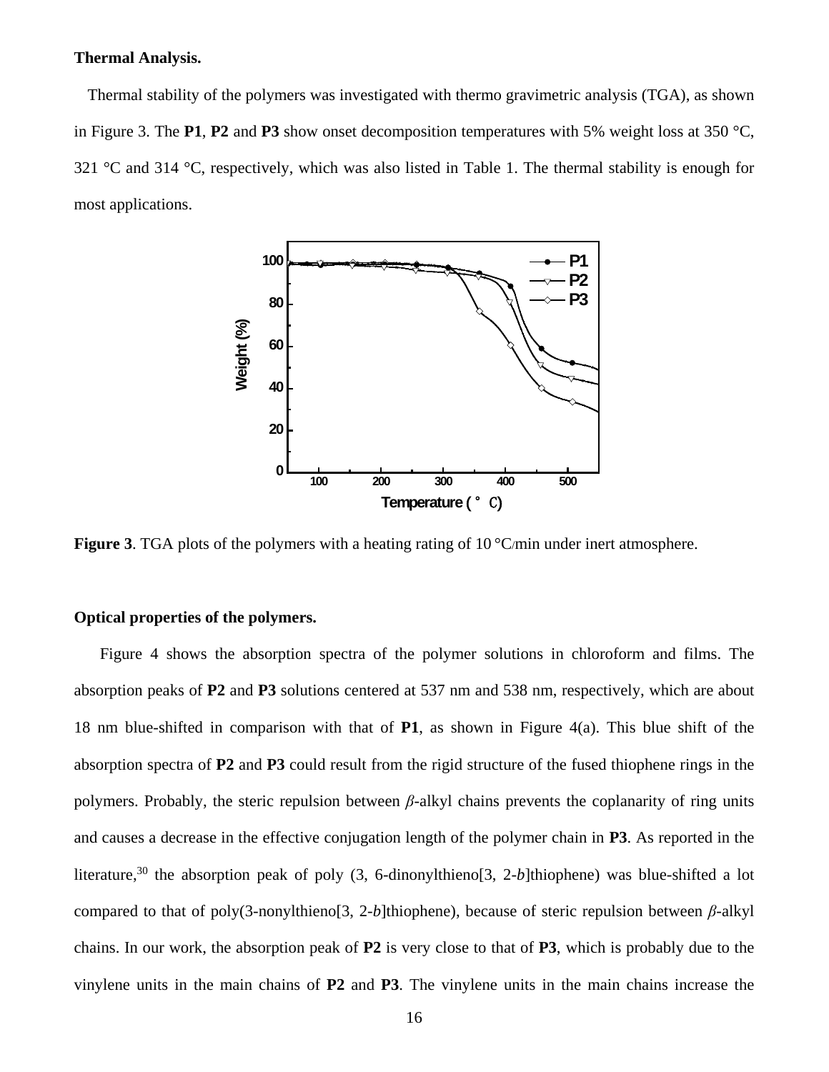**Thermal Analysis.**

Thermal stability of the polymers was investigated with thermo gravimetric analysis (TGA), as shown in Figure 3. The **P1**, **P2** and **P3** show onset decomposition temperatures with 5% weight loss at 350 °C, 321 °C and 314 °C, respectively, which was also listed in Table 1. The thermal stability is enough for most applications.

**Figure 3**. TGA plots of the polymers with a heating rating of 10 °C/min under inert atmosphere.

**Optical properties of the polymers.**

Figure 4 shows the absorption spectra of the polymer solutions in chloroform and films. The absorption peaks of **P2** and **P3** solutions centered at 537 nm and 538 nm, respectively, which are about 18 nm blue-shifted in comparison with that of **P1**, as shown in Figure 4(a). This blue shift of the absorption spectra of **P2** and **P3** could result from the rigid structure of the fused thiophene rings in the polymers. Probably, the steric repulsion between *β*-alkyl chains prevents the coplanarity of ring units and causes a decrease in the effective conjugation length of the polymer chain in **P3**. As reported in the literature,[30] the absorption peak of poly (3, 6-dinonylthieno[3, 2-*b*]thiophene) was blue-shifted a lot compared to that of poly(3-nonylthieno[3, 2-*b*]thiophene), because of steric repulsion between *β*-alkyl chains. In our work, the absorption peak of **P2** is very close to that of **P3**, which is probably due to the vinylene units in the main chains of **P2** and **P3**. The vinylene units in the main chains increase the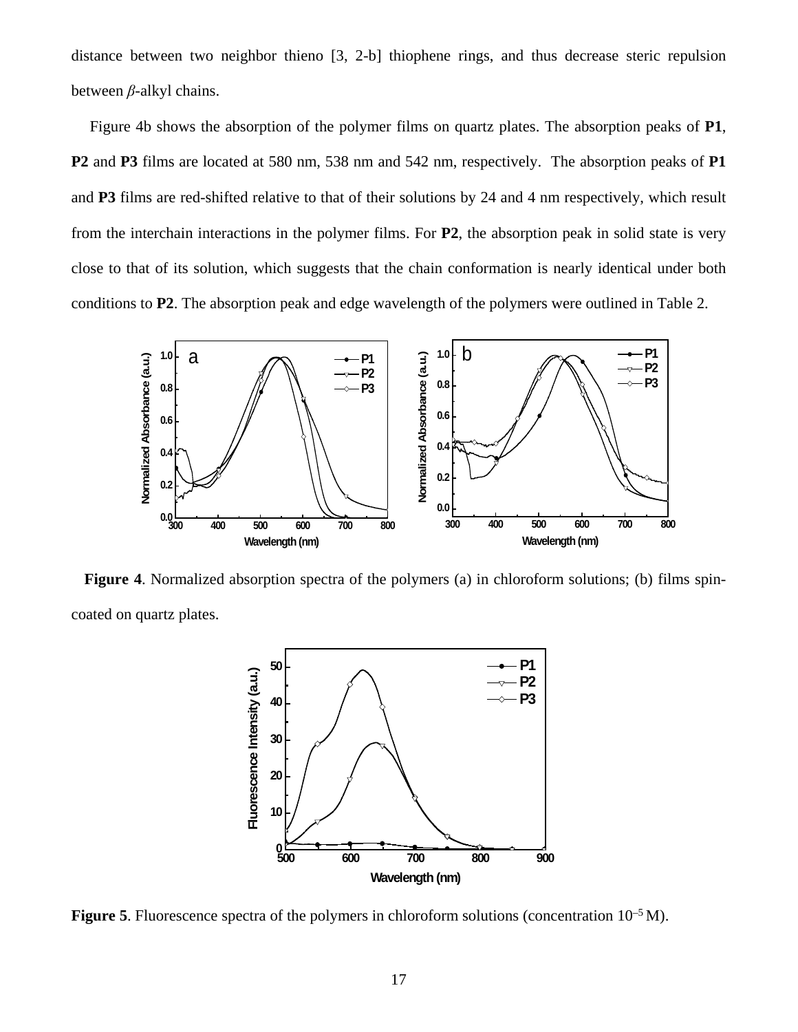distance between two neighbor thieno [3, 2-b] thiophene rings, and thus decrease steric repulsion between *β*-alkyl chains.

Figure 4b shows the absorption of the polymer films on quartz plates. The absorption peaks of **P1**, **P2** and **P3** films are located at 580 nm, 538 nm and 542 nm, respectively. The absorption peaks of **P1** and **P3** films are red-shifted relative to that of their solutions by 24 and 4 nm respectively, which result from the interchain interactions in the polymer films. For **P2**, the absorption peak in solid state is very close to that of its solution, which suggests that the chain conformation is nearly identical under both conditions to **P2**. The absorption peak and edge wavelength of the polymers were outlined in Table 2.

**Figure 4**. Normalized absorption spectra of the polymers (a) in chloroform solutions; (b) films spin-coated on quartz plates.

**Figure 5**. Fluorescence spectra of the polymers in chloroform solutions (concentration $10^{-5}$ M).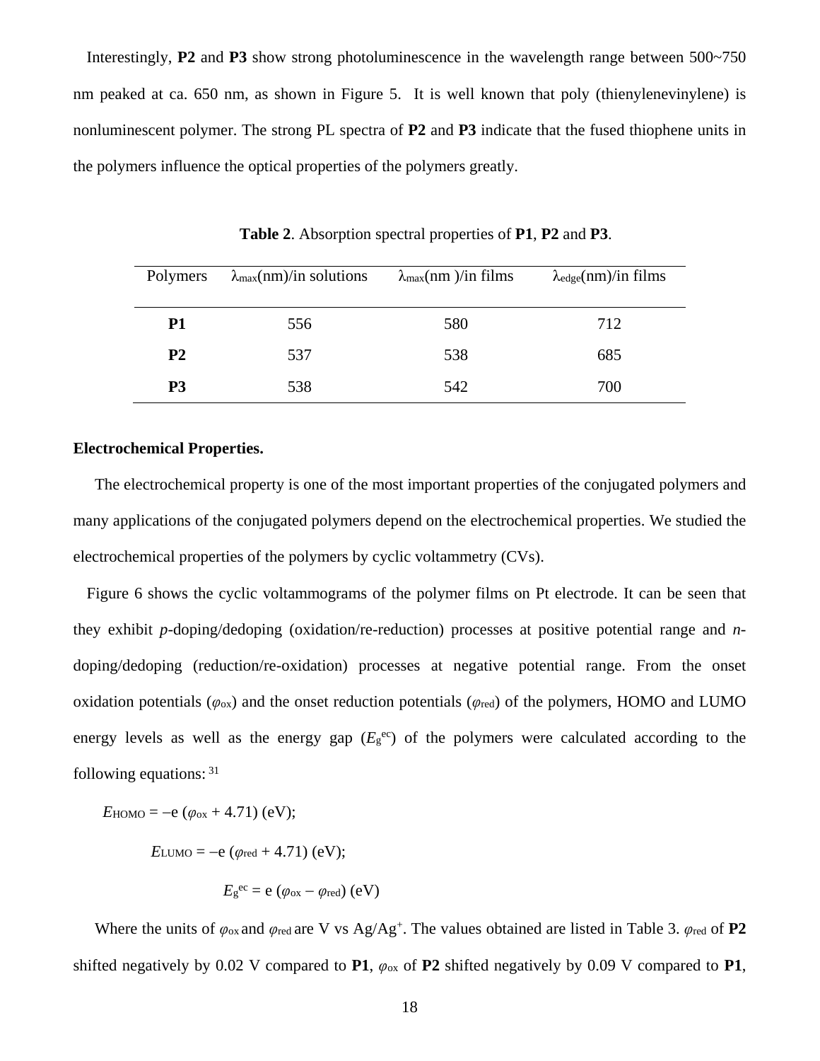Interestingly, **P2** and **P3** show strong photoluminescence in the wavelength range between 500~750 nm peaked at ca. 650 nm, as shown in Figure 5. It is well known that poly (thienylenevinylene) is nonluminescent polymer. The strong PL spectra of **P2** and **P3** indicate that the fused thiophene units in the polymers influence the optical properties of the polymers greatly.

**Table 2**. Absorption spectral properties of **P1**, **P2** and **P3**.

| Polymers | $\lambda_{max}$(nm)/in solutions | $\lambda_{max}$(nm )/in films | $\lambda_{edge}$(nm)/in films |
|---|---|---|---|
| **P1** | 556 | 580 | 712 |
| **P2** | 537 | 538 | 685 |
| **P3** | 538 | 542 | 700 |

**Electrochemical Properties.**

The electrochemical property is one of the most important properties of the conjugated polymers and many applications of the conjugated polymers depend on the electrochemical properties. We studied the electrochemical properties of the polymers by cyclic voltammetry (CVs).

Figure 6 shows the cyclic voltammograms of the polymer films on Pt electrode. It can be seen that they exhibit *p*-doping/dedoping (oxidation/re-reduction) processes at positive potential range and *n*-doping/dedoping (reduction/re-oxidation) processes at negative potential range. From the onset oxidation potentials ($\varphi_{ox}$) and the onset reduction potentials ($\varphi_{red}$) of the polymers, HOMO and LUMO energy levels as well as the energy gap ($E_g^{ec}$) of the polymers were calculated according to the following equations: [31]

$$E_{HOMO} = -e\,(\varphi_{ox} + 4.71)\ (\text{eV});$$

$$E_{LUMO} = -e\,(\varphi_{red} + 4.71)\ (\text{eV});$$

$$E_g^{ec} = e\,(\varphi_{ox} - \varphi_{red})\ (\text{eV})$$

Where the units of $\varphi_{ox}$ and $\varphi_{red}$ are V vs $Ag/Ag^{+}$. The values obtained are listed in Table 3. $\varphi_{red}$ of **P2** shifted negatively by 0.02 V compared to **P1**, $\varphi_{ox}$ of **P2** shifted negatively by 0.09 V compared to **P1**,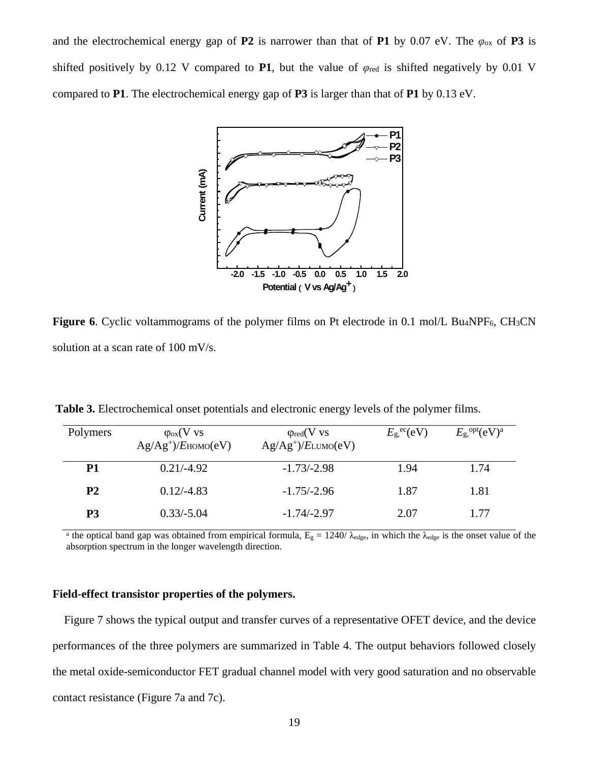and the electrochemical energy gap of **P2** is narrower than that of **P1** by 0.07 eV. The $\varphi_{ox}$ of **P3** is shifted positively by 0.12 V compared to **P1**, but the value of $\varphi_{red}$ is shifted negatively by 0.01 V compared to **P1**. The electrochemical energy gap of **P3** is larger than that of **P1** by 0.13 eV.

**Figure 6**. Cyclic voltammograms of the polymer films on Pt electrode in 0.1 mol/L $Bu_4NPF_6$, $CH_3CN$ solution at a scan rate of 100 mV/s.

**Table 3.** Electrochemical onset potentials and electronic energy levels of the polymer films.

| Polymers | $\varphi_{ox}$(V vs Ag/Ag$^+$)/$E_{HOMO}$(eV) | $\varphi_{red}$(V vs Ag/Ag$^+$)/$E_{LUMO}$(eV) | $E_{g,}^{ec}$(eV) | $E_{g,}^{opt}$(eV)[a] |
|---|---|---|---|---|
| **P1** | 0.21/-4.92 | -1.73/-2.98 | 1.94 | 1.74 |
| **P2** | 0.12/-4.83 | -1.75/-2.96 | 1.87 | 1.81 |
| **P3** | 0.33/-5.04 | -1.74/-2.97 | 2.07 | 1.77 |

[a] the optical band gap was obtained from empirical formula, $E_g = 1240/\lambda_{edge}$, in which the $\lambda_{edge}$ is the onset value of the absorption spectrum in the longer wavelength direction.

**Field-effect transistor properties of the polymers.**

Figure 7 shows the typical output and transfer curves of a representative OFET device, and the device performances of the three polymers are summarized in Table 4. The output behaviors followed closely the metal oxide-semiconductor FET gradual channel model with very good saturation and no observable contact resistance (Figure 7a and 7c).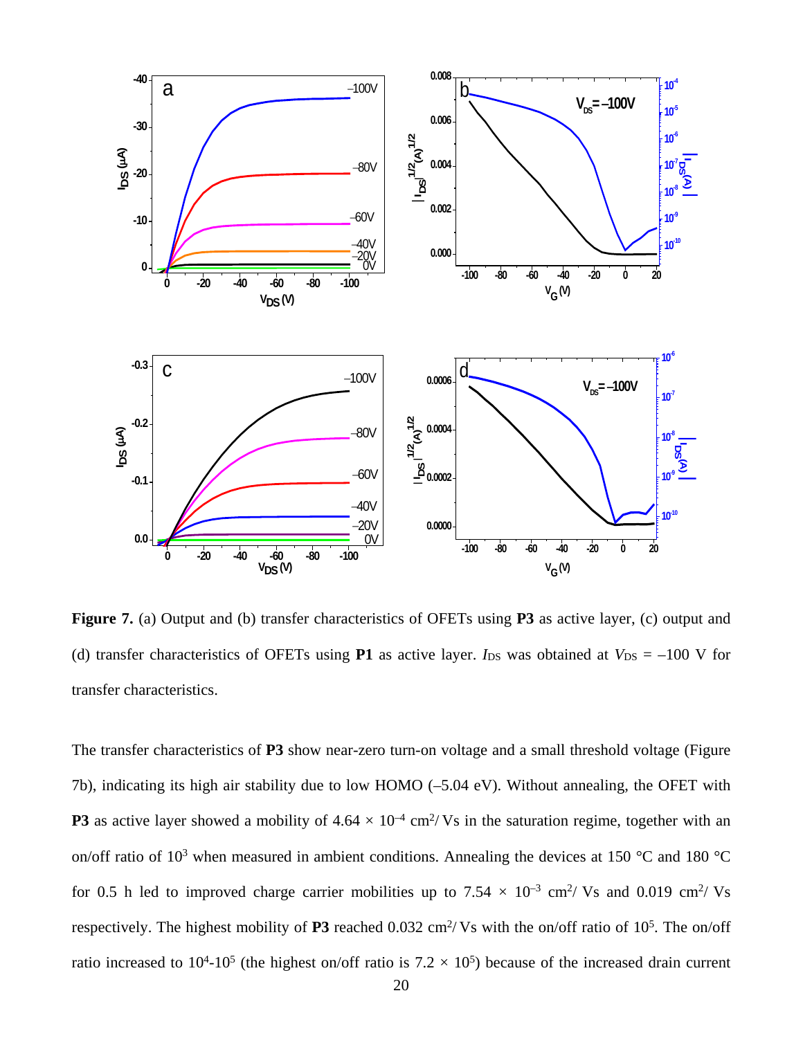**Figure 7.** (a) Output and (b) transfer characteristics of OFETs using **P3** as active layer, (c) output and (d) transfer characteristics of OFETs using **P1** as active layer. $I_{DS}$ was obtained at $V_{DS}$ = –100 V for transfer characteristics.

The transfer characteristics of **P3** show near-zero turn-on voltage and a small threshold voltage (Figure 7b), indicating its high air stability due to low HOMO (–5.04 eV). Without annealing, the OFET with **P3** as active layer showed a mobility of $4.64 \times 10^{-4}$ $cm^2$/ Vs in the saturation regime, together with an on/off ratio of $10^3$ when measured in ambient conditions. Annealing the devices at 150 °C and 180 °C for 0.5 h led to improved charge carrier mobilities up to $7.54 \times 10^{-3}$ $cm^2$/ Vs and 0.019 $cm^2$/ Vs respectively. The highest mobility of **P3** reached 0.032 $cm^2$/ Vs with the on/off ratio of $10^5$. The on/off ratio increased to $10^4$-$10^5$ (the highest on/off ratio is $7.2 \times 10^5$) because of the increased drain current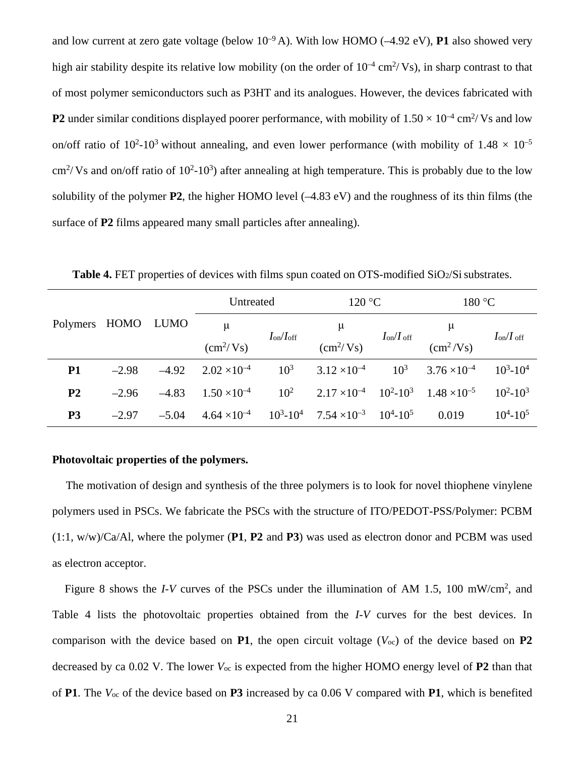and low current at zero gate voltage (below $10^{-9}$ A). With low HOMO (–4.92 eV), **P1** also showed very high air stability despite its relative low mobility (on the order of $10^{-4}$ cm$^2$/ Vs), in sharp contrast to that of most polymer semiconductors such as P3HT and its analogues. However, the devices fabricated with **P2** under similar conditions displayed poorer performance, with mobility of $1.50 \times 10^{-4}$ cm$^2$/ Vs and low on/off ratio of $10^2$-$10^3$ without annealing, and even lower performance (with mobility of $1.48 \times 10^{-5}$ cm$^2$/ Vs and on/off ratio of $10^2$-$10^3$) after annealing at high temperature. This is probably due to the low solubility of the polymer **P2**, the higher HOMO level (–4.83 eV) and the roughness of its thin films (the surface of **P2** films appeared many small particles after annealing).

**Table 4.** FET properties of devices with films spun coated on OTS-modified $SiO_2$/Si substrates.

| Polymers | HOMO | LUMO | Untreated | | 120 °C | | 180 °C | |
|---|---|---|---|---|---|---|---|---|
| | | | μ (cm$^2$/ Vs) | $I_{on}/I_{off}$ | μ (cm$^2$/ Vs) | $I_{on}/I_{off}$ | μ (cm$^2$ /Vs) | $I_{on}/I_{off}$ |
| **P1** | –2.98 | –4.92 | $2.02 \times 10^{-4}$ | $10^3$ | $3.12 \times 10^{-4}$ | $10^3$ | $3.76 \times 10^{-4}$ | $10^3$-$10^4$ |
| **P2** | –2.96 | –4.83 | $1.50 \times 10^{-4}$ | $10^2$ | $2.17 \times 10^{-4}$ | $10^2$-$10^3$ | $1.48 \times 10^{-5}$ | $10^2$-$10^3$ |
| **P3** | –2.97 | –5.04 | $4.64 \times 10^{-4}$ | $10^3$-$10^4$ | $7.54 \times 10^{-3}$ | $10^4$-$10^5$ | 0.019 | $10^4$-$10^5$ |

**Photovoltaic properties of the polymers.**

The motivation of design and synthesis of the three polymers is to look for novel thiophene vinylene polymers used in PSCs. We fabricate the PSCs with the structure of ITO/PEDOT-PSS/Polymer: PCBM (1:1, w/w)/Ca/Al, where the polymer (**P1**, **P2** and **P3**) was used as electron donor and PCBM was used as electron acceptor.

Figure 8 shows the *I-V* curves of the PSCs under the illumination of AM 1.5, 100 mW/cm$^2$, and Table 4 lists the photovoltaic properties obtained from the *I-V* curves for the best devices. In comparison with the device based on **P1**, the open circuit voltage ($V_{oc}$) of the device based on **P2** decreased by ca 0.02 V. The lower $V_{oc}$ is expected from the higher HOMO energy level of **P2** than that of **P1**. The $V_{oc}$ of the device based on **P3** increased by ca 0.06 V compared with **P1**, which is benefited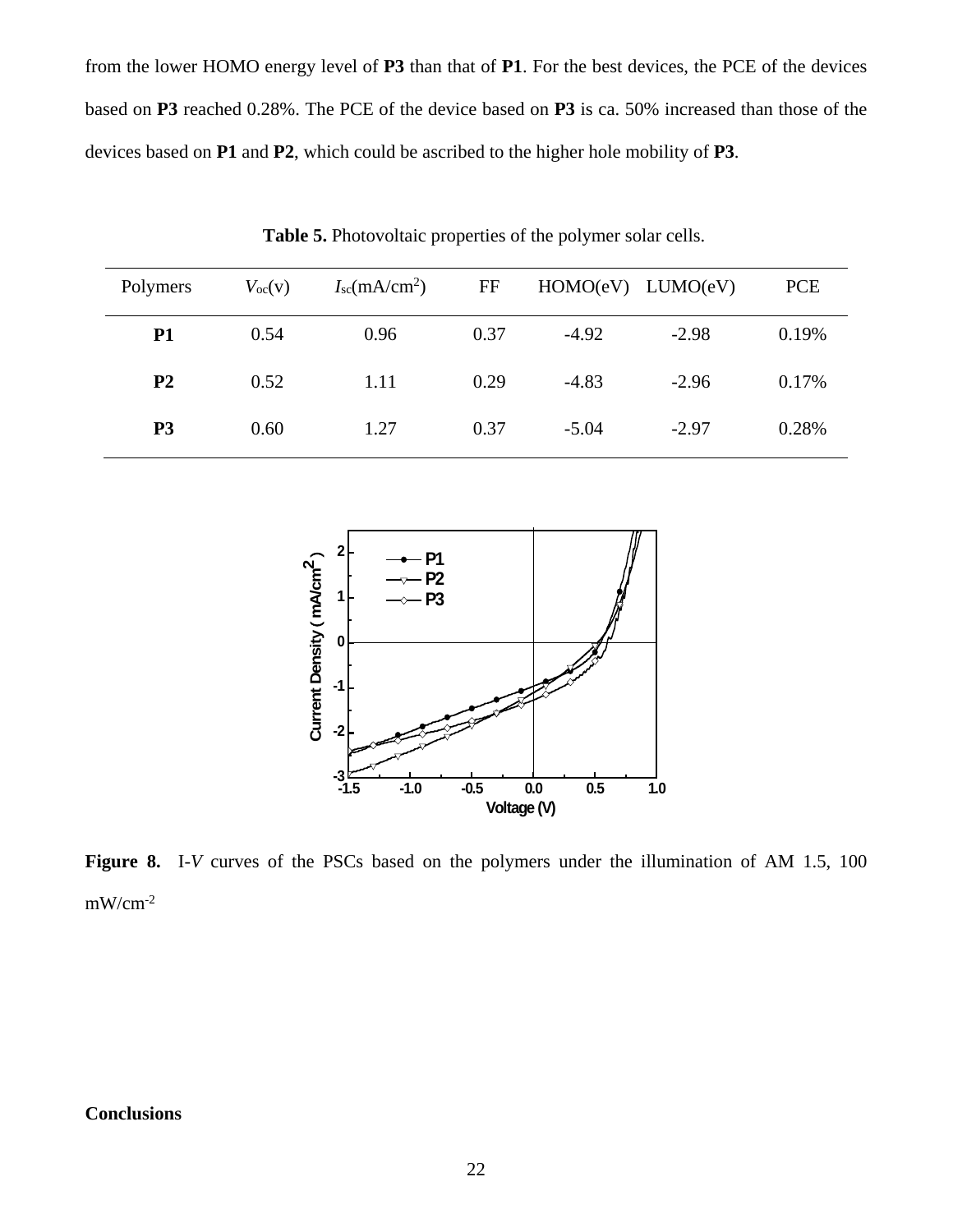from the lower HOMO energy level of **P3** than that of **P1**. For the best devices, the PCE of the devices based on **P3** reached 0.28%. The PCE of the device based on **P3** is ca. 50% increased than those of the devices based on **P1** and **P2**, which could be ascribed to the higher hole mobility of **P3**.

**Table 5.** Photovoltaic properties of the polymer solar cells.

| Polymers | $V_{oc}$(v) | $I_{sc}$(mA/cm$^2$) | FF | HOMO(eV) | LUMO(eV) | PCE |
|---|---|---|---|---|---|---|
| **P1** | 0.54 | 0.96 | 0.37 | -4.92 | -2.98 | 0.19% |
| **P2** | 0.52 | 1.11 | 0.29 | -4.83 | -2.96 | 0.17% |
| **P3** | 0.60 | 1.27 | 0.37 | -5.04 | -2.97 | 0.28% |

**Figure 8.** I-*V* curves of the PSCs based on the polymers under the illumination of AM 1.5, 100 mW/cm$^{-2}$

**Conclusions**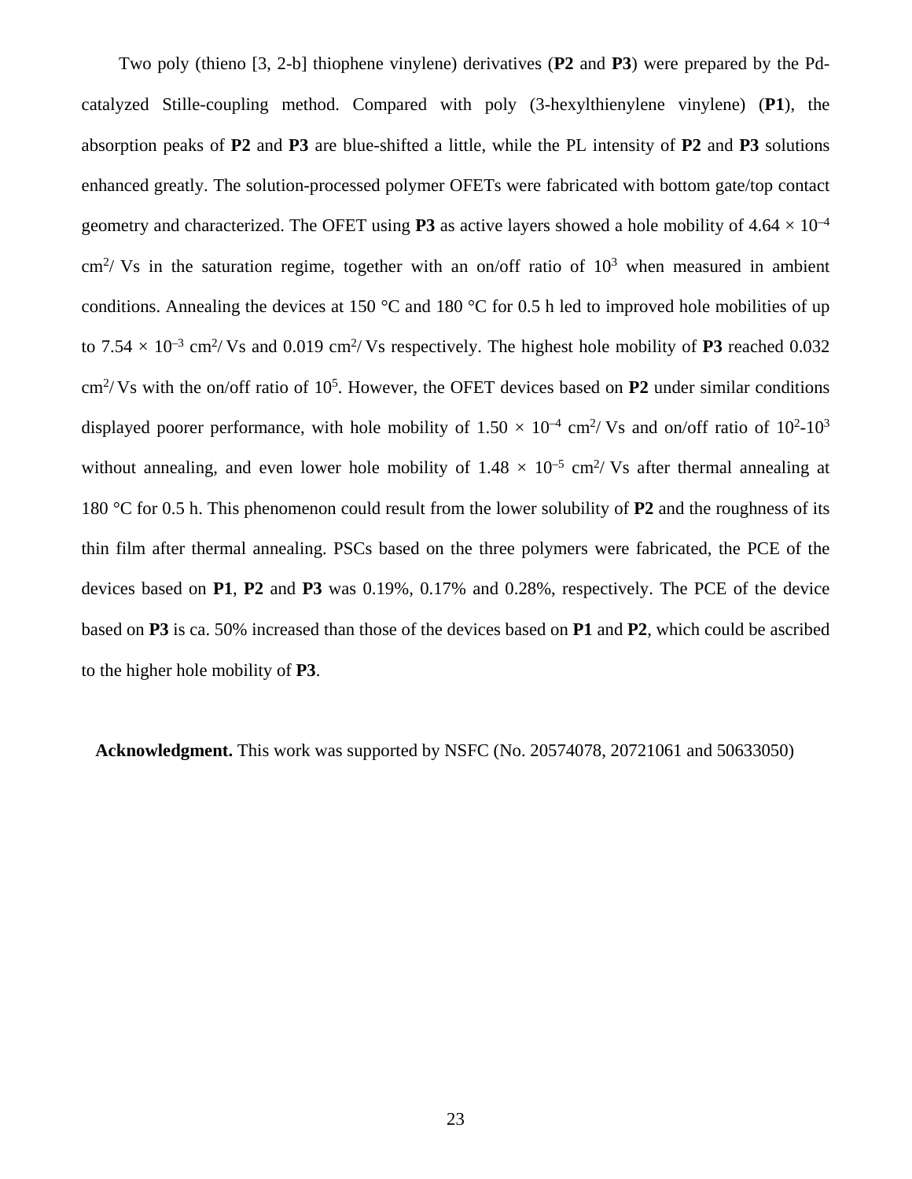Two poly (thieno [3, 2-b] thiophene vinylene) derivatives (**P2** and **P3**) were prepared by the Pd-catalyzed Stille-coupling method. Compared with poly (3-hexylthienylene vinylene) (**P1**), the absorption peaks of **P2** and **P3** are blue-shifted a little, while the PL intensity of **P2** and **P3** solutions enhanced greatly. The solution-processed polymer OFETs were fabricated with bottom gate/top contact geometry and characterized. The OFET using **P3** as active layers showed a hole mobility of $4.64 \times 10^{-4}$ $cm^2/Vs$ in the saturation regime, together with an on/off ratio of $10^3$ when measured in ambient conditions. Annealing the devices at 150 °C and 180 °C for 0.5 h led to improved hole mobilities of up to $7.54 \times 10^{-3}$ $cm^2/Vs$ and 0.019 $cm^2/Vs$ respectively. The highest hole mobility of **P3** reached 0.032 $cm^2/Vs$ with the on/off ratio of $10^5$. However, the OFET devices based on **P2** under similar conditions displayed poorer performance, with hole mobility of $1.50 \times 10^{-4}$ $cm^2/Vs$ and on/off ratio of $10^2$-$10^3$ without annealing, and even lower hole mobility of $1.48 \times 10^{-5}$ $cm^2/Vs$ after thermal annealing at 180 °C for 0.5 h. This phenomenon could result from the lower solubility of **P2** and the roughness of its thin film after thermal annealing. PSCs based on the three polymers were fabricated, the PCE of the devices based on **P1**, **P2** and **P3** was 0.19%, 0.17% and 0.28%, respectively. The PCE of the device based on **P3** is ca. 50% increased than those of the devices based on **P1** and **P2**, which could be ascribed to the higher hole mobility of **P3**.

**Acknowledgment.** This work was supported by NSFC (No. 20574078, 20721061 and 50633050)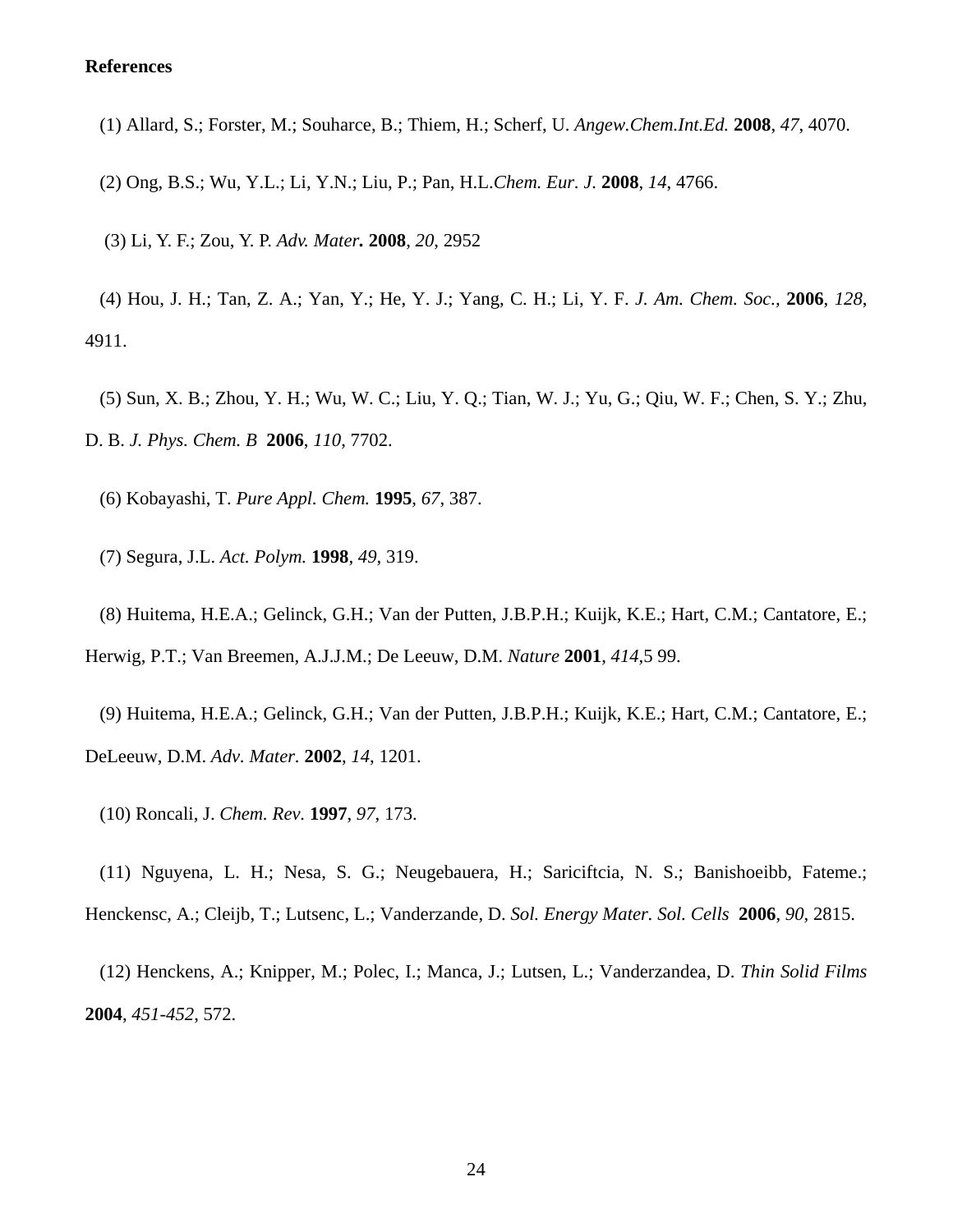**References**

(1) Allard, S.; Forster, M.; Souharce, B.; Thiem, H.; Scherf, U. *Angew.Chem.Int.Ed.* **2008**, *47*, 4070.

(2) Ong, B.S.; Wu, Y.L.; Li, Y.N.; Liu, P.; Pan, H.L.*Chem. Eur. J.* **2008**, *14*, 4766.

(3) Li, Y. F.; Zou, Y. P. *Adv. Mater.* **2008**, *20*, 2952

(4) Hou, J. H.; Tan, Z. A.; Yan, Y.; He, Y. J.; Yang, C. H.; Li, Y. F. *J. Am. Chem. Soc.*, **2006**, *128*, 4911.

(5) Sun, X. B.; Zhou, Y. H.; Wu, W. C.; Liu, Y. Q.; Tian, W. J.; Yu, G.; Qiu, W. F.; Chen, S. Y.; Zhu, D. B. *J. Phys. Chem. B* **2006**, *110*, 7702.

(6) Kobayashi, T. *Pure Appl. Chem.* **1995**, *67*, 387.

(7) Segura, J.L. *Act. Polym.* **1998**, *49*, 319.

(8) Huitema, H.E.A.; Gelinck, G.H.; Van der Putten, J.B.P.H.; Kuijk, K.E.; Hart, C.M.; Cantatore, E.; Herwig, P.T.; Van Breemen, A.J.J.M.; De Leeuw, D.M. *Nature* **2001**, *414*,5 99.

(9) Huitema, H.E.A.; Gelinck, G.H.; Van der Putten, J.B.P.H.; Kuijk, K.E.; Hart, C.M.; Cantatore, E.; DeLeeuw, D.M. *Adv. Mater.* **2002**, *14*, 1201.

(10) Roncali, J. *Chem. Rev.* **1997**, *97*, 173.

(11) Nguyena, L. H.; Nesa, S. G.; Neugebauera, H.; Sariciftcia, N. S.; Banishoeibb, Fateme.; Henckensc, A.; Cleijb, T.; Lutsenc, L.; Vanderzande, D. *Sol. Energy Mater. Sol. Cells* **2006**, *90*, 2815.

(12) Henckens, A.; Knipper, M.; Polec, I.; Manca, J.; Lutsen, L.; Vanderzandea, D. *Thin Solid Films* **2004**, *451-452*, 572.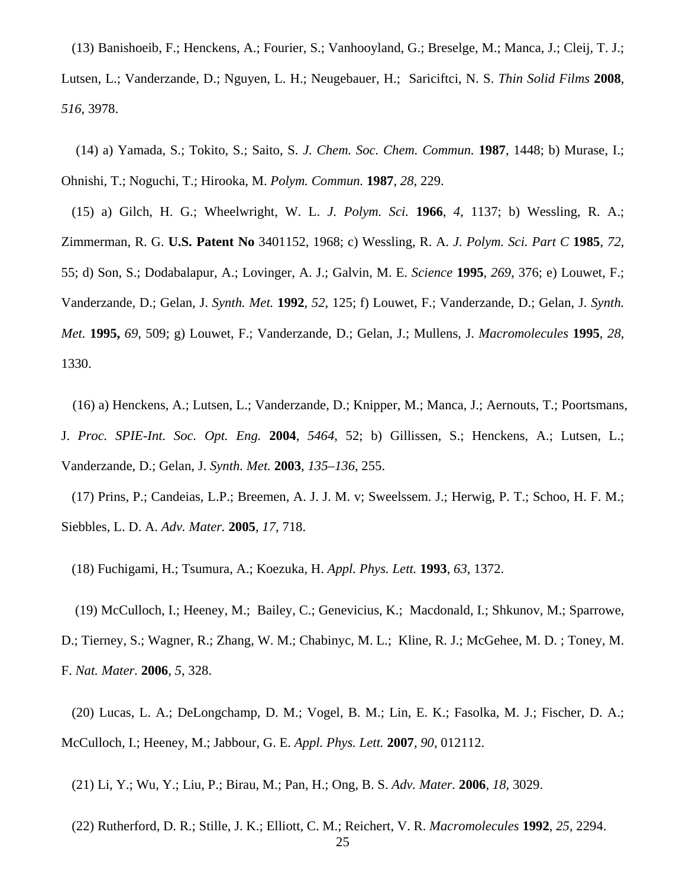(13) Banishoeib, F.; Henckens, A.; Fourier, S.; Vanhooyland, G.; Breselge, M.; Manca, J.; Cleij, T. J.; Lutsen, L.; Vanderzande, D.; Nguyen, L. H.; Neugebauer, H.; Sariciftci, N. S. *Thin Solid Films* **2008**, *516*, 3978.

(14) a) Yamada, S.; Tokito, S.; Saito, S. *J. Chem. Soc. Chem. Commun.* **1987**, 1448; b) Murase, I.; Ohnishi, T.; Noguchi, T.; Hirooka, M. *Polym. Commun.* **1987**, *28*, 229.

(15) a) Gilch, H. G.; Wheelwright, W. L. *J. Polym. Sci.* **1966**, *4*, 1137; b) Wessling, R. A.; Zimmerman, R. G. **U.S. Patent No** 3401152, 1968; c) Wessling, R. A. *J. Polym. Sci. Part C* **1985**, *72*, 55; d) Son, S.; Dodabalapur, A.; Lovinger, A. J.; Galvin, M. E. *Science* **1995**, *269*, 376; e) Louwet, F.; Vanderzande, D.; Gelan, J. *Synth. Met.* **1992**, *52*, 125; f) Louwet, F.; Vanderzande, D.; Gelan, J. *Synth. Met.* **1995,** *69*, 509; g) Louwet, F.; Vanderzande, D.; Gelan, J.; Mullens, J. *Macromolecules* **1995**, *28*, 1330.

(16) a) Henckens, A.; Lutsen, L.; Vanderzande, D.; Knipper, M.; Manca, J.; Aernouts, T.; Poortsmans, J. *Proc. SPIE-Int. Soc. Opt. Eng.* **2004**, *5464*, 52; b) Gillissen, S.; Henckens, A.; Lutsen, L.; Vanderzande, D.; Gelan, J. *Synth. Met.* **2003**, *135–136*, 255.

(17) Prins, P.; Candeias, L.P.; Breemen, A. J. J. M. v; Sweelssem. J.; Herwig, P. T.; Schoo, H. F. M.; Siebbles, L. D. A. *Adv. Mater.* **2005**, *17*, 718.

(18) Fuchigami, H.; Tsumura, A.; Koezuka, H. *Appl. Phys. Lett.* **1993**, *63*, 1372.

(19) McCulloch, I.; Heeney, M.; Bailey, C.; Genevicius, K.; Macdonald, I.; Shkunov, M.; Sparrowe, D.; Tierney, S.; Wagner, R.; Zhang, W. M.; Chabinyc, M. L.; Kline, R. J.; McGehee, M. D. ; Toney, M. F. *Nat. Mater.* **2006**, *5*, 328.

(20) Lucas, L. A.; DeLongchamp, D. M.; Vogel, B. M.; Lin, E. K.; Fasolka, M. J.; Fischer, D. A.; McCulloch, I.; Heeney, M.; Jabbour, G. E. *Appl. Phys. Lett.* **2007**, *90*, 012112.

(21) Li, Y.; Wu, Y.; Liu, P.; Birau, M.; Pan, H.; Ong, B. S. *Adv. Mater.* **2006**, *18*, 3029.

(22) Rutherford, D. R.; Stille, J. K.; Elliott, C. M.; Reichert, V. R. *Macromolecules* **1992**, *25*, 2294.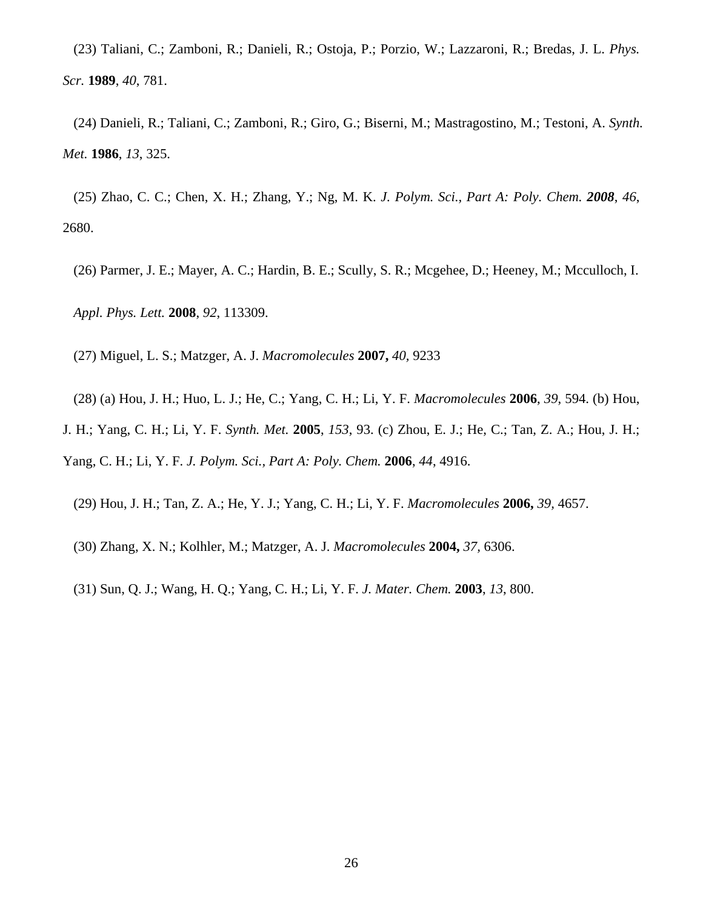(23) Taliani, C.; Zamboni, R.; Danieli, R.; Ostoja, P.; Porzio, W.; Lazzaroni, R.; Bredas, J. L. *Phys. Scr.* **1989**, *40*, 781.

(24) Danieli, R.; Taliani, C.; Zamboni, R.; Giro, G.; Biserni, M.; Mastragostino, M.; Testoni, A. *Synth. Met.* **1986**, *13*, 325.

(25) Zhao, C. C.; Chen, X. H.; Zhang, Y.; Ng, M. K. *J. Polym. Sci., Part A: Poly. Chem.* ***2008***, *46*, 2680.

(26) Parmer, J. E.; Mayer, A. C.; Hardin, B. E.; Scully, S. R.; Mcgehee, D.; Heeney, M.; Mcculloch, I. *Appl. Phys. Lett.* **2008**, *92*, 113309.

(27) Miguel, L. S.; Matzger, A. J. *Macromolecules* **2007,** *40,* 9233

(28) (a) Hou, J. H.; Huo, L. J.; He, C.; Yang, C. H.; Li, Y. F. *Macromolecules* **2006**, *39*, 594. (b) Hou, J. H.; Yang, C. H.; Li, Y. F. *Synth. Met.* **2005**, *153*, 93. (c) Zhou, E. J.; He, C.; Tan, Z. A.; Hou, J. H.; Yang, C. H.; Li, Y. F. *J. Polym. Sci., Part A: Poly. Chem.* **2006**, *44*, 4916.

(29) Hou, J. H.; Tan, Z. A.; He, Y. J.; Yang, C. H.; Li, Y. F. *Macromolecules* **2006,** *39*, 4657.

(30) Zhang, X. N.; Kolhler, M.; Matzger, A. J. *Macromolecules* **2004,** *37,* 6306.

(31) Sun, Q. J.; Wang, H. Q.; Yang, C. H.; Li, Y. F. *J. Mater. Chem.* **2003**, *13*, 800.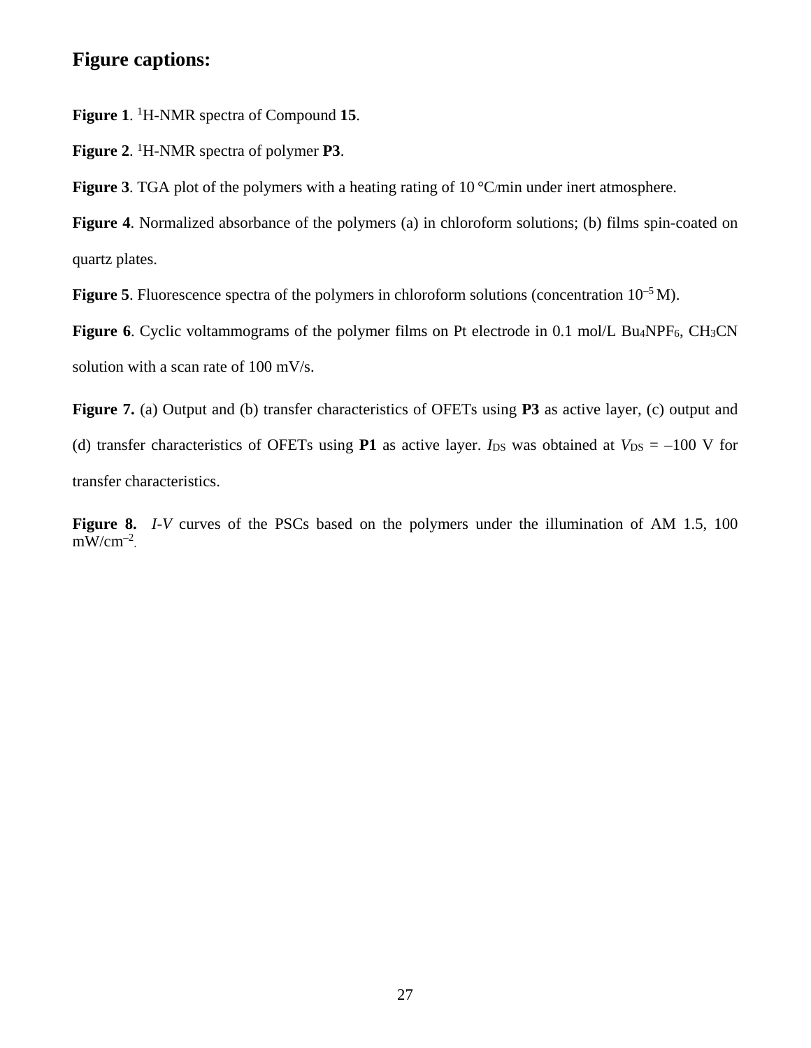# Figure captions:

**Figure 1**. $^1$H-NMR spectra of Compound **15**.

**Figure 2**. $^1$H-NMR spectra of polymer **P3**.

**Figure 3**. TGA plot of the polymers with a heating rating of 10 °C/min under inert atmosphere.

**Figure 4**. Normalized absorbance of the polymers (a) in chloroform solutions; (b) films spin-coated on quartz plates.

**Figure 5**. Fluorescence spectra of the polymers in chloroform solutions (concentration $10^{-5}$ M).

**Figure 6**. Cyclic voltammograms of the polymer films on Pt electrode in 0.1 mol/L $Bu_4NPF_6$, $CH_3CN$ solution with a scan rate of 100 mV/s.

**Figure 7.** (a) Output and (b) transfer characteristics of OFETs using **P3** as active layer, (c) output and (d) transfer characteristics of OFETs using **P1** as active layer. $I_{DS}$ was obtained at $V_{DS}$ = –100 V for transfer characteristics.

**Figure 8.** *I-V* curves of the PSCs based on the polymers under the illumination of AM 1.5, 100 mW/cm$^{-2}$.